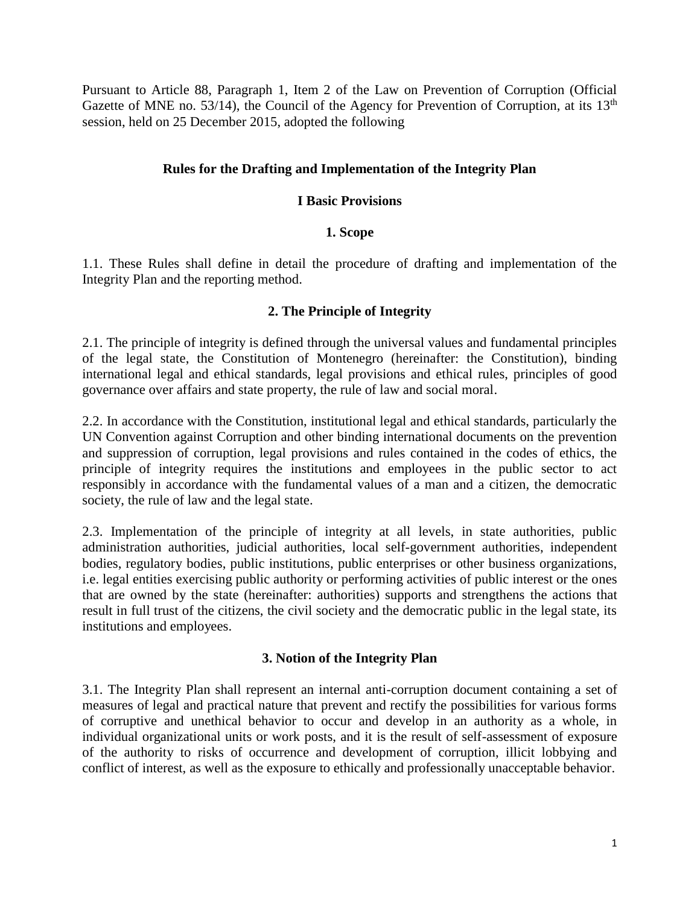Pursuant to Article 88, Paragraph 1, Item 2 of the Law on Prevention of Corruption (Official Gazette of MNE no. 53/14), the Council of the Agency for Prevention of Corruption, at its 13th session, held on 25 December 2015, adopted the following

# Rules for the Drafting and Implementation of the Integrity Plan

## I Basic Provisions

### 1. Scope

1.1. These Rules shall define in detail the procedure of drafting and implementation of the Integrity Plan and the reporting method.

### 2. The Principle of Integrity

2.1. The principle of integrity is defined through the universal values and fundamental principles of the legal state, the Constitution of Montenegro (hereinafter: the Constitution), binding international legal and ethical standards, legal provisions and ethical rules, principles of good governance over affairs and state property, the rule of law and social moral.

2.2. In accordance with the Constitution, institutional legal and ethical standards, particularly the UN Convention against Corruption and other binding international documents on the prevention and suppression of corruption, legal provisions and rules contained in the codes of ethics, the principle of integrity requires the institutions and employees in the public sector to act responsibly in accordance with the fundamental values of a man and a citizen, the democratic society, the rule of law and the legal state.

2.3. Implementation of the principle of integrity at all levels, in state authorities, public administration authorities, judicial authorities, local self-government authorities, independent bodies, regulatory bodies, public institutions, public enterprises or other business organizations, i.e. legal entities exercising public authority or performing activities of public interest or the ones that are owned by the state (hereinafter: authorities) supports and strengthens the actions that result in full trust of the citizens, the civil society and the democratic public in the legal state, its institutions and employees.

### 3. Notion of the Integrity Plan

3.1. The Integrity Plan shall represent an internal anti-corruption document containing a set of measures of legal and practical nature that prevent and rectify the possibilities for various forms of corruptive and unethical behavior to occur and develop in an authority as a whole, in individual organizational units or work posts, and it is the result of self-assessment of exposure of the authority to risks of occurrence and development of corruption, illicit lobbying and conflict of interest, as well as the exposure to ethically and professionally unacceptable behavior.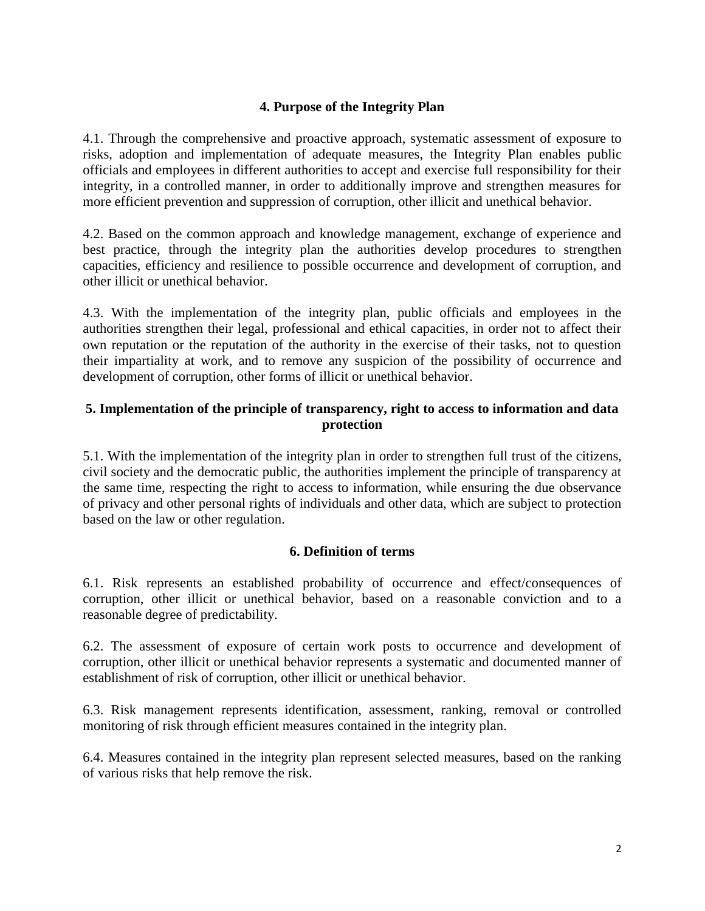## 4. Purpose of the Integrity Plan

4.1. Through the comprehensive and proactive approach, systematic assessment of exposure to risks, adoption and implementation of adequate measures, the Integrity Plan enables public officials and employees in different authorities to accept and exercise full responsibility for their integrity, in a controlled manner, in order to additionally improve and strengthen measures for more efficient prevention and suppression of corruption, other illicit and unethical behavior.

4.2. Based on the common approach and knowledge management, exchange of experience and best practice, through the integrity plan the authorities develop procedures to strengthen capacities, efficiency and resilience to possible occurrence and development of corruption, and other illicit or unethical behavior.

4.3. With the implementation of the integrity plan, public officials and employees in the authorities strengthen their legal, professional and ethical capacities, in order not to affect their own reputation or the reputation of the authority in the exercise of their tasks, not to question their impartiality at work, and to remove any suspicion of the possibility of occurrence and development of corruption, other forms of illicit or unethical behavior.

## 5. Implementation of the principle of transparency, right to access to information and data protection

5.1. With the implementation of the integrity plan in order to strengthen full trust of the citizens, civil society and the democratic public, the authorities implement the principle of transparency at the same time, respecting the right to access to information, while ensuring the due observance of privacy and other personal rights of individuals and other data, which are subject to protection based on the law or other regulation.

## 6. Definition of terms

6.1. Risk represents an established probability of occurrence and effect/consequences of corruption, other illicit or unethical behavior, based on a reasonable conviction and to a reasonable degree of predictability.

6.2. The assessment of exposure of certain work posts to occurrence and development of corruption, other illicit or unethical behavior represents a systematic and documented manner of establishment of risk of corruption, other illicit or unethical behavior.

6.3. Risk management represents identification, assessment, ranking, removal or controlled monitoring of risk through efficient measures contained in the integrity plan.

6.4. Measures contained in the integrity plan represent selected measures, based on the ranking of various risks that help remove the risk.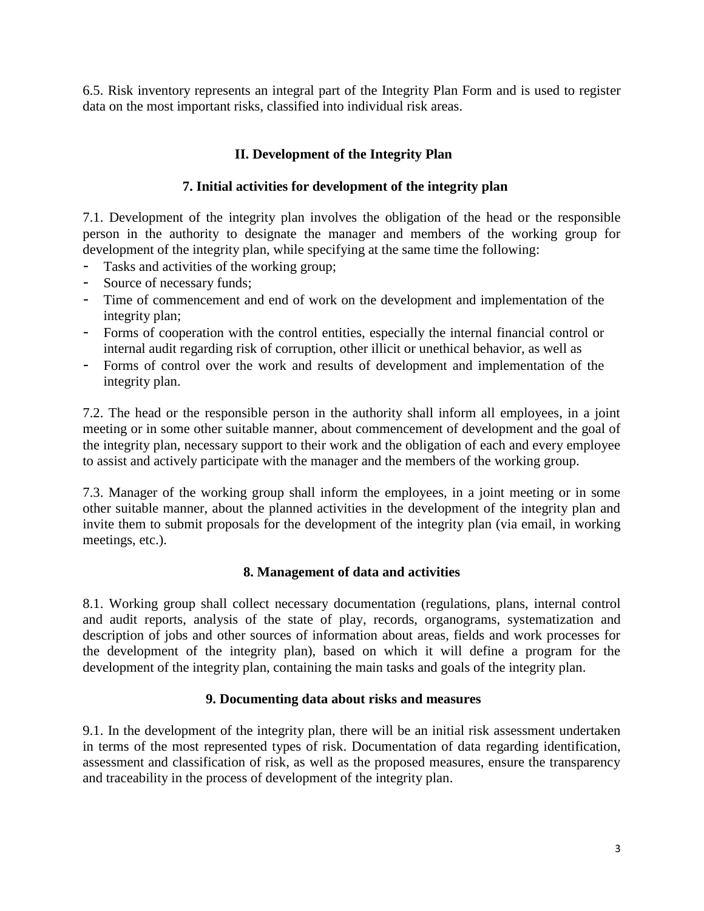6.5. Risk inventory represents an integral part of the Integrity Plan Form and is used to register data on the most important risks, classified into individual risk areas.

## II. Development of the Integrity Plan

### 7. Initial activities for development of the integrity plan

7.1. Development of the integrity plan involves the obligation of the head or the responsible person in the authority to designate the manager and members of the working group for development of the integrity plan, while specifying at the same time the following:

- Tasks and activities of the working group;
- Source of necessary funds;
- Time of commencement and end of work on the development and implementation of the integrity plan;
- Forms of cooperation with the control entities, especially the internal financial control or internal audit regarding risk of corruption, other illicit or unethical behavior, as well as
- Forms of control over the work and results of development and implementation of the integrity plan.

7.2. The head or the responsible person in the authority shall inform all employees, in a joint meeting or in some other suitable manner, about commencement of development and the goal of the integrity plan, necessary support to their work and the obligation of each and every employee to assist and actively participate with the manager and the members of the working group.

7.3. Manager of the working group shall inform the employees, in a joint meeting or in some other suitable manner, about the planned activities in the development of the integrity plan and invite them to submit proposals for the development of the integrity plan (via email, in working meetings, etc.).

### 8. Management of data and activities

8.1. Working group shall collect necessary documentation (regulations, plans, internal control and audit reports, analysis of the state of play, records, organograms, systematization and description of jobs and other sources of information about areas, fields and work processes for the development of the integrity plan), based on which it will define a program for the development of the integrity plan, containing the main tasks and goals of the integrity plan.

### 9. Documenting data about risks and measures

9.1. In the development of the integrity plan, there will be an initial risk assessment undertaken in terms of the most represented types of risk. Documentation of data regarding identification, assessment and classification of risk, as well as the proposed measures, ensure the transparency and traceability in the process of development of the integrity plan.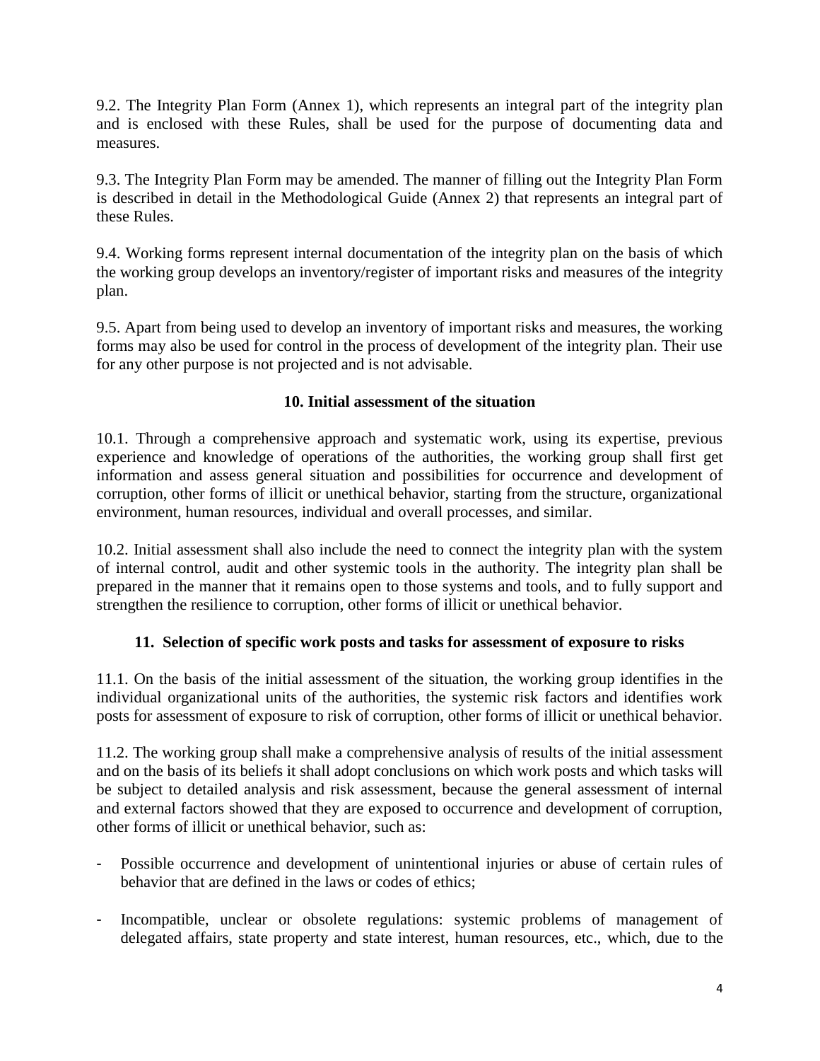9.2. The Integrity Plan Form (Annex 1), which represents an integral part of the integrity plan and is enclosed with these Rules, shall be used for the purpose of documenting data and measures.

9.3. The Integrity Plan Form may be amended. The manner of filling out the Integrity Plan Form is described in detail in the Methodological Guide (Annex 2) that represents an integral part of these Rules.

9.4. Working forms represent internal documentation of the integrity plan on the basis of which the working group develops an inventory/register of important risks and measures of the integrity plan.

9.5. Apart from being used to develop an inventory of important risks and measures, the working forms may also be used for control in the process of development of the integrity plan. Their use for any other purpose is not projected and is not advisable.

## 10. Initial assessment of the situation

10.1. Through a comprehensive approach and systematic work, using its expertise, previous experience and knowledge of operations of the authorities, the working group shall first get information and assess general situation and possibilities for occurrence and development of corruption, other forms of illicit or unethical behavior, starting from the structure, organizational environment, human resources, individual and overall processes, and similar.

10.2. Initial assessment shall also include the need to connect the integrity plan with the system of internal control, audit and other systemic tools in the authority. The integrity plan shall be prepared in the manner that it remains open to those systems and tools, and to fully support and strengthen the resilience to corruption, other forms of illicit or unethical behavior.

## 11. Selection of specific work posts and tasks for assessment of exposure to risks

11.1. On the basis of the initial assessment of the situation, the working group identifies in the individual organizational units of the authorities, the systemic risk factors and identifies work posts for assessment of exposure to risk of corruption, other forms of illicit or unethical behavior.

11.2. The working group shall make a comprehensive analysis of results of the initial assessment and on the basis of its beliefs it shall adopt conclusions on which work posts and which tasks will be subject to detailed analysis and risk assessment, because the general assessment of internal and external factors showed that they are exposed to occurrence and development of corruption, other forms of illicit or unethical behavior, such as:

- Possible occurrence and development of unintentional injuries or abuse of certain rules of behavior that are defined in the laws or codes of ethics;

- Incompatible, unclear or obsolete regulations: systemic problems of management of delegated affairs, state property and state interest, human resources, etc., which, due to the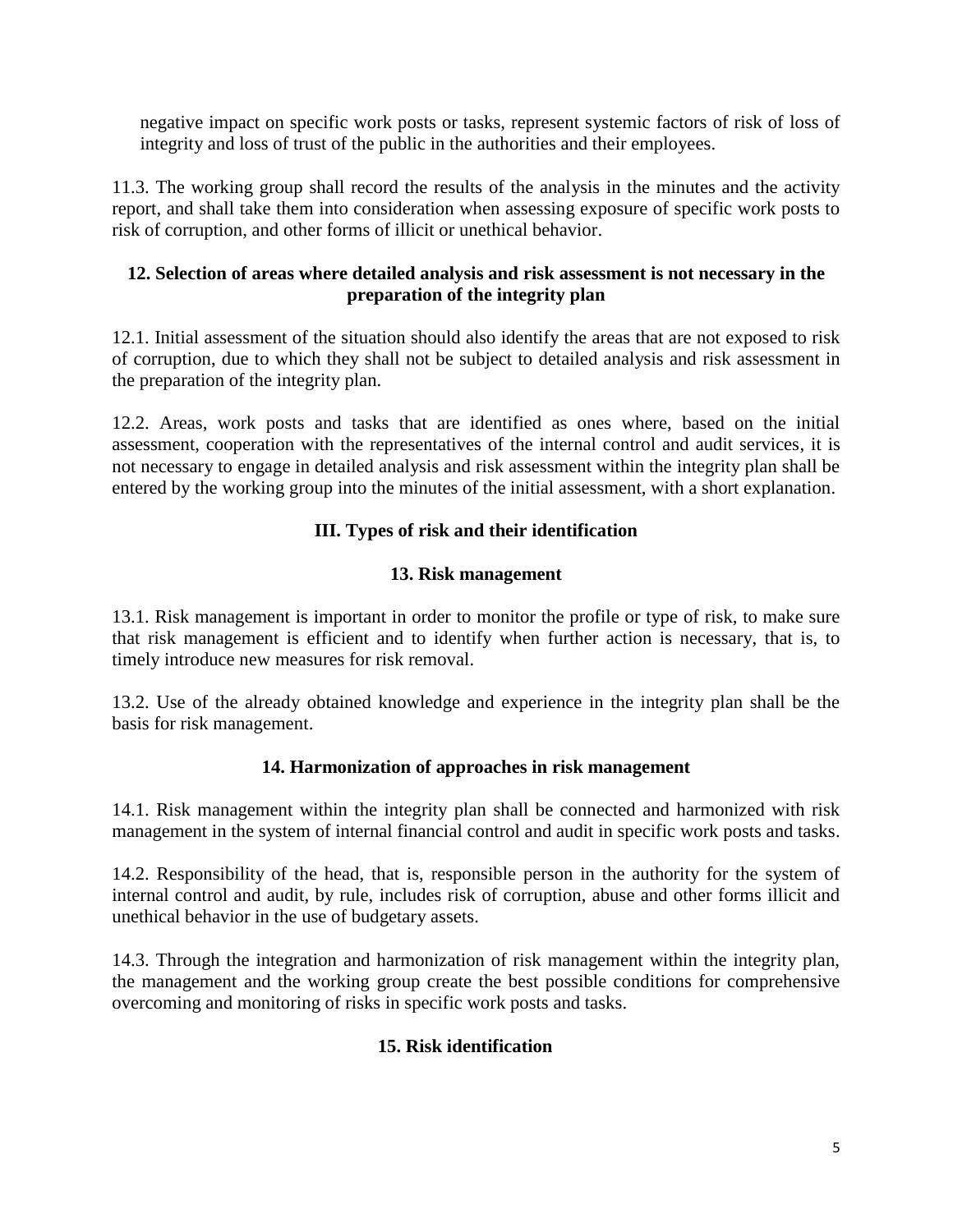negative impact on specific work posts or tasks, represent systemic factors of risk of loss of integrity and loss of trust of the public in the authorities and their employees.

11.3. The working group shall record the results of the analysis in the minutes and the activity report, and shall take them into consideration when assessing exposure of specific work posts to risk of corruption, and other forms of illicit or unethical behavior.

### 12. Selection of areas where detailed analysis and risk assessment is not necessary in the preparation of the integrity plan

12.1. Initial assessment of the situation should also identify the areas that are not exposed to risk of corruption, due to which they shall not be subject to detailed analysis and risk assessment in the preparation of the integrity plan.

12.2. Areas, work posts and tasks that are identified as ones where, based on the initial assessment, cooperation with the representatives of the internal control and audit services, it is not necessary to engage in detailed analysis and risk assessment within the integrity plan shall be entered by the working group into the minutes of the initial assessment, with a short explanation.

## III. Types of risk and their identification

### 13. Risk management

13.1. Risk management is important in order to monitor the profile or type of risk, to make sure that risk management is efficient and to identify when further action is necessary, that is, to timely introduce new measures for risk removal.

13.2. Use of the already obtained knowledge and experience in the integrity plan shall be the basis for risk management.

### 14. Harmonization of approaches in risk management

14.1. Risk management within the integrity plan shall be connected and harmonized with risk management in the system of internal financial control and audit in specific work posts and tasks.

14.2. Responsibility of the head, that is, responsible person in the authority for the system of internal control and audit, by rule, includes risk of corruption, abuse and other forms illicit and unethical behavior in the use of budgetary assets.

14.3. Through the integration and harmonization of risk management within the integrity plan, the management and the working group create the best possible conditions for comprehensive overcoming and monitoring of risks in specific work posts and tasks.

### 15. Risk identification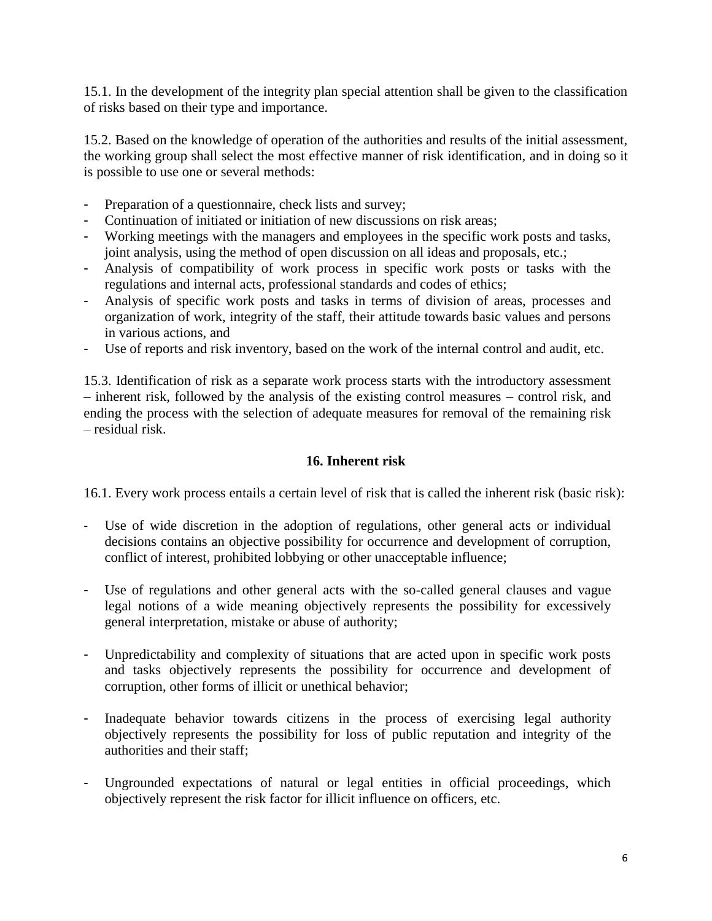15.1. In the development of the integrity plan special attention shall be given to the classification of risks based on their type and importance.

15.2. Based on the knowledge of operation of the authorities and results of the initial assessment, the working group shall select the most effective manner of risk identification, and in doing so it is possible to use one or several methods:

- Preparation of a questionnaire, check lists and survey;
- Continuation of initiated or initiation of new discussions on risk areas;
- Working meetings with the managers and employees in the specific work posts and tasks, joint analysis, using the method of open discussion on all ideas and proposals, etc.;
- Analysis of compatibility of work process in specific work posts or tasks with the regulations and internal acts, professional standards and codes of ethics;
- Analysis of specific work posts and tasks in terms of division of areas, processes and organization of work, integrity of the staff, their attitude towards basic values and persons in various actions, and
- Use of reports and risk inventory, based on the work of the internal control and audit, etc.

15.3. Identification of risk as a separate work process starts with the introductory assessment – inherent risk, followed by the analysis of the existing control measures – control risk, and ending the process with the selection of adequate measures for removal of the remaining risk – residual risk.

## 16. Inherent risk

16.1. Every work process entails a certain level of risk that is called the inherent risk (basic risk):

- Use of wide discretion in the adoption of regulations, other general acts or individual decisions contains an objective possibility for occurrence and development of corruption, conflict of interest, prohibited lobbying or other unacceptable influence;

- Use of regulations and other general acts with the so-called general clauses and vague legal notions of a wide meaning objectively represents the possibility for excessively general interpretation, mistake or abuse of authority;

- Unpredictability and complexity of situations that are acted upon in specific work posts and tasks objectively represents the possibility for occurrence and development of corruption, other forms of illicit or unethical behavior;

- Inadequate behavior towards citizens in the process of exercising legal authority objectively represents the possibility for loss of public reputation and integrity of the authorities and their staff;

- Ungrounded expectations of natural or legal entities in official proceedings, which objectively represent the risk factor for illicit influence on officers, etc.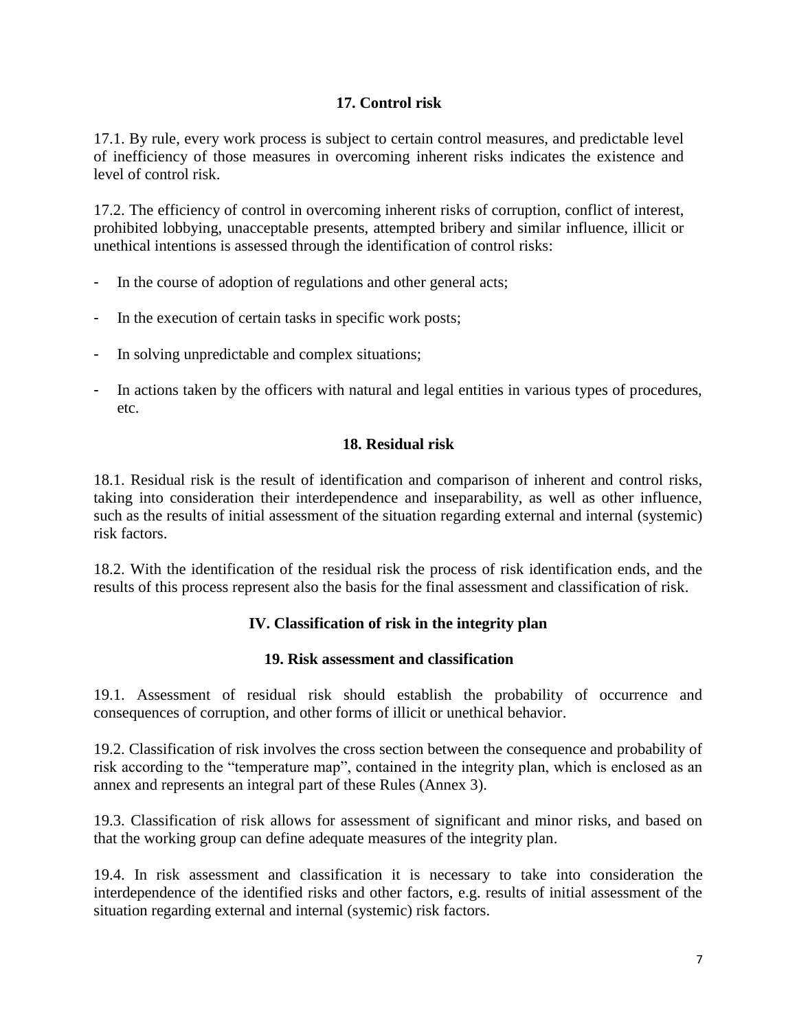### 17. Control risk

17.1. By rule, every work process is subject to certain control measures, and predictable level of inefficiency of those measures in overcoming inherent risks indicates the existence and level of control risk.

17.2. The efficiency of control in overcoming inherent risks of corruption, conflict of interest, prohibited lobbying, unacceptable presents, attempted bribery and similar influence, illicit or unethical intentions is assessed through the identification of control risks:

- In the course of adoption of regulations and other general acts;
- In the execution of certain tasks in specific work posts;
- In solving unpredictable and complex situations;
- In actions taken by the officers with natural and legal entities in various types of procedures, etc.

### 18. Residual risk

18.1. Residual risk is the result of identification and comparison of inherent and control risks, taking into consideration their interdependence and inseparability, as well as other influence, such as the results of initial assessment of the situation regarding external and internal (systemic) risk factors.

18.2. With the identification of the residual risk the process of risk identification ends, and the results of this process represent also the basis for the final assessment and classification of risk.

## IV. Classification of risk in the integrity plan

### 19. Risk assessment and classification

19.1. Assessment of residual risk should establish the probability of occurrence and consequences of corruption, and other forms of illicit or unethical behavior.

19.2. Classification of risk involves the cross section between the consequence and probability of risk according to the "temperature map", contained in the integrity plan, which is enclosed as an annex and represents an integral part of these Rules (Annex 3).

19.3. Classification of risk allows for assessment of significant and minor risks, and based on that the working group can define adequate measures of the integrity plan.

19.4. In risk assessment and classification it is necessary to take into consideration the interdependence of the identified risks and other factors, e.g. results of initial assessment of the situation regarding external and internal (systemic) risk factors.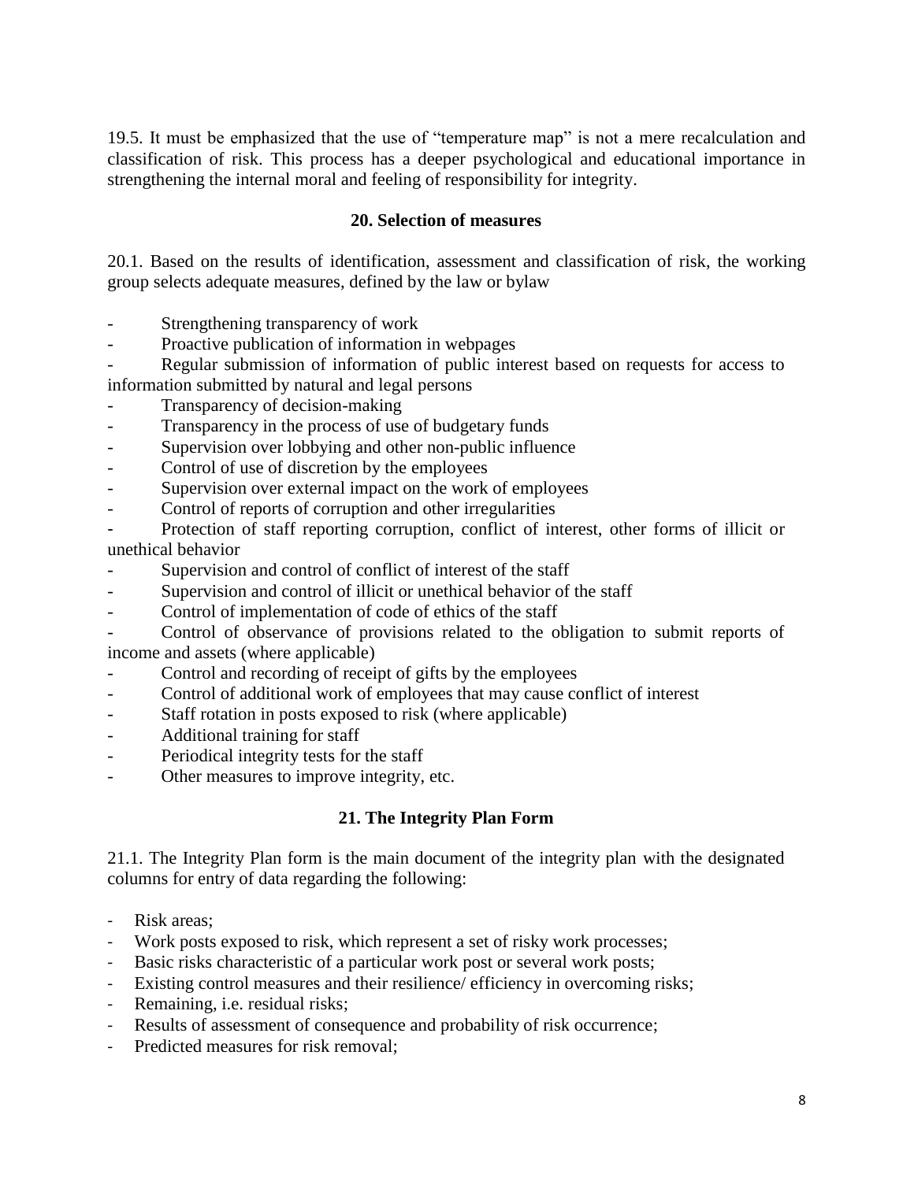19.5. It must be emphasized that the use of "temperature map" is not a mere recalculation and classification of risk. This process has a deeper psychological and educational importance in strengthening the internal moral and feeling of responsibility for integrity.

## 20. Selection of measures

20.1. Based on the results of identification, assessment and classification of risk, the working group selects adequate measures, defined by the law or bylaw

- Strengthening transparency of work
- Proactive publication of information in webpages
- Regular submission of information of public interest based on requests for access to information submitted by natural and legal persons
- Transparency of decision-making
- Transparency in the process of use of budgetary funds
- Supervision over lobbying and other non-public influence
- Control of use of discretion by the employees
- Supervision over external impact on the work of employees
- Control of reports of corruption and other irregularities
- Protection of staff reporting corruption, conflict of interest, other forms of illicit or unethical behavior
- Supervision and control of conflict of interest of the staff
- Supervision and control of illicit or unethical behavior of the staff
- Control of implementation of code of ethics of the staff
- Control of observance of provisions related to the obligation to submit reports of income and assets (where applicable)
- Control and recording of receipt of gifts by the employees
- Control of additional work of employees that may cause conflict of interest
- Staff rotation in posts exposed to risk (where applicable)
- Additional training for staff
- Periodical integrity tests for the staff
- Other measures to improve integrity, etc.

## 21. The Integrity Plan Form

21.1. The Integrity Plan form is the main document of the integrity plan with the designated columns for entry of data regarding the following:

- Risk areas;
- Work posts exposed to risk, which represent a set of risky work processes;
- Basic risks characteristic of a particular work post or several work posts;
- Existing control measures and their resilience/ efficiency in overcoming risks;
- Remaining, i.e. residual risks;
- Results of assessment of consequence and probability of risk occurrence;
- Predicted measures for risk removal;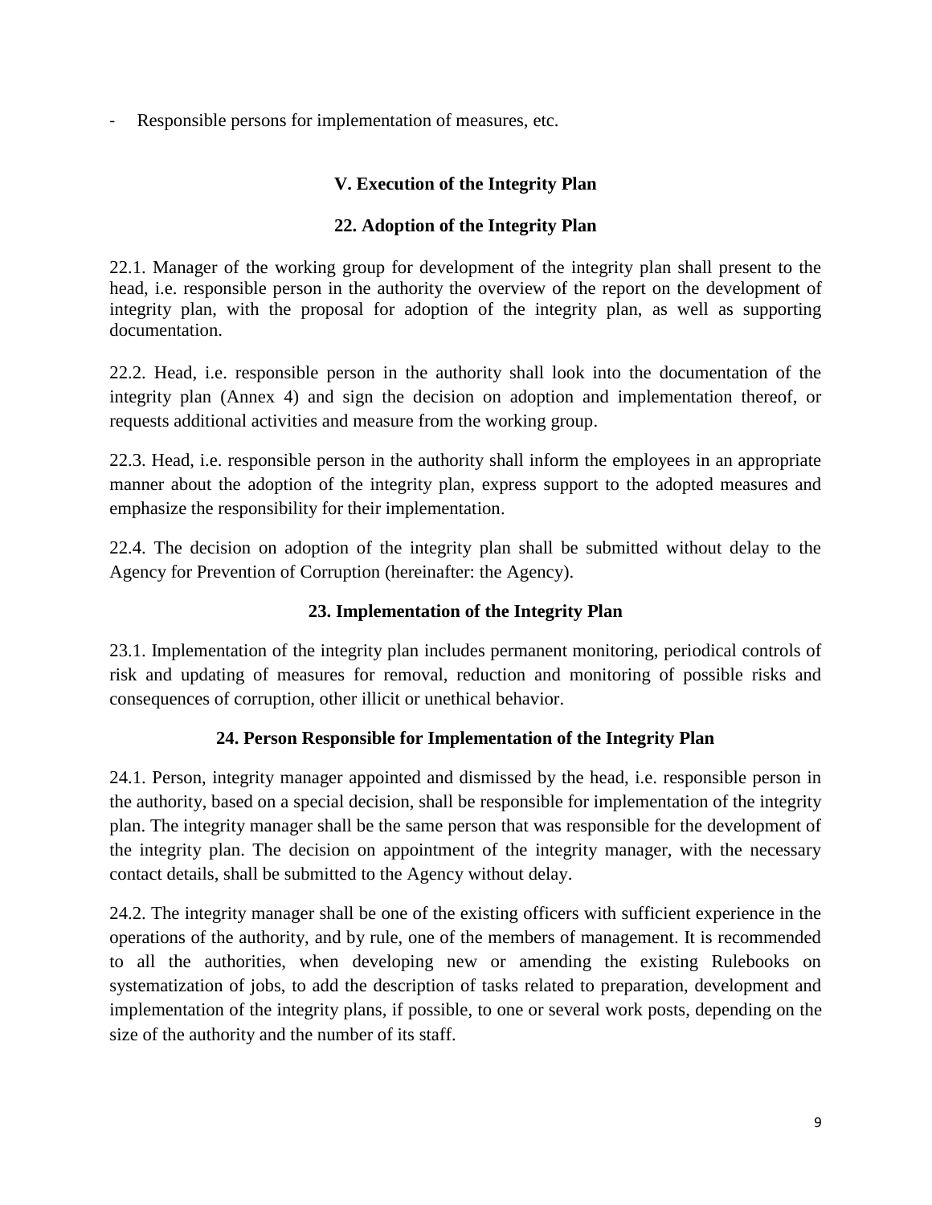- Responsible persons for implementation of measures, etc.

## V. Execution of the Integrity Plan

### 22. Adoption of the Integrity Plan

22.1. Manager of the working group for development of the integrity plan shall present to the head, i.e. responsible person in the authority the overview of the report on the development of integrity plan, with the proposal for adoption of the integrity plan, as well as supporting documentation.

22.2. Head, i.e. responsible person in the authority shall look into the documentation of the integrity plan (Annex 4) and sign the decision on adoption and implementation thereof, or requests additional activities and measure from the working group.

22.3. Head, i.e. responsible person in the authority shall inform the employees in an appropriate manner about the adoption of the integrity plan, express support to the adopted measures and emphasize the responsibility for their implementation.

22.4. The decision on adoption of the integrity plan shall be submitted without delay to the Agency for Prevention of Corruption (hereinafter: the Agency).

### 23. Implementation of the Integrity Plan

23.1. Implementation of the integrity plan includes permanent monitoring, periodical controls of risk and updating of measures for removal, reduction and monitoring of possible risks and consequences of corruption, other illicit or unethical behavior.

### 24. Person Responsible for Implementation of the Integrity Plan

24.1. Person, integrity manager appointed and dismissed by the head, i.e. responsible person in the authority, based on a special decision, shall be responsible for implementation of the integrity plan. The integrity manager shall be the same person that was responsible for the development of the integrity plan. The decision on appointment of the integrity manager, with the necessary contact details, shall be submitted to the Agency without delay.

24.2. The integrity manager shall be one of the existing officers with sufficient experience in the operations of the authority, and by rule, one of the members of management. It is recommended to all the authorities, when developing new or amending the existing Rulebooks on systematization of jobs, to add the description of tasks related to preparation, development and implementation of the integrity plans, if possible, to one or several work posts, depending on the size of the authority and the number of its staff.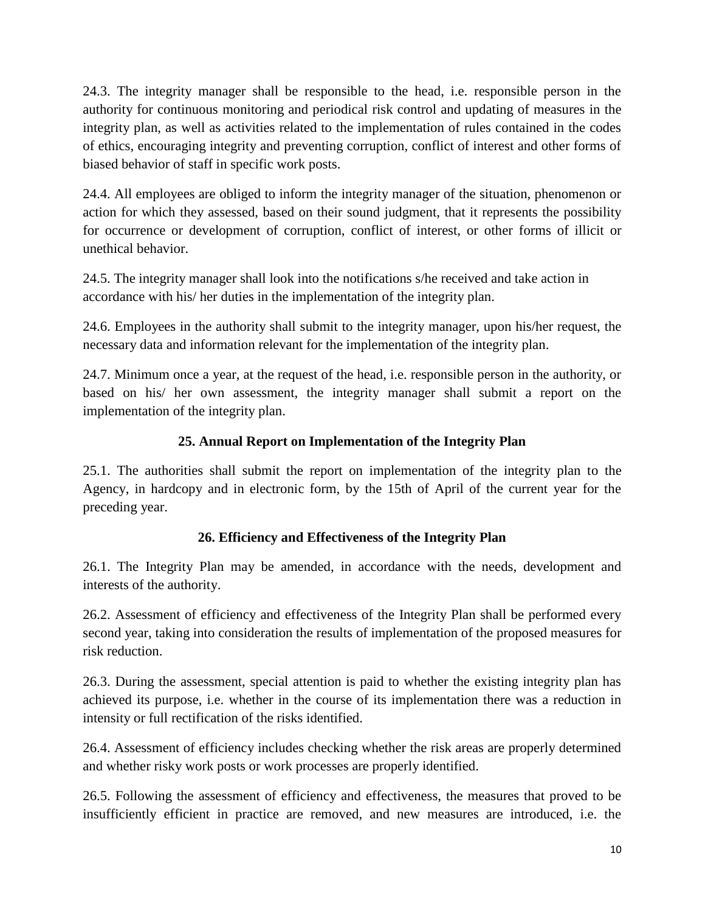24.3. The integrity manager shall be responsible to the head, i.e. responsible person in the authority for continuous monitoring and periodical risk control and updating of measures in the integrity plan, as well as activities related to the implementation of rules contained in the codes of ethics, encouraging integrity and preventing corruption, conflict of interest and other forms of biased behavior of staff in specific work posts.

24.4. All employees are obliged to inform the integrity manager of the situation, phenomenon or action for which they assessed, based on their sound judgment, that it represents the possibility for occurrence or development of corruption, conflict of interest, or other forms of illicit or unethical behavior.

24.5. The integrity manager shall look into the notifications s/he received and take action in accordance with his/ her duties in the implementation of the integrity plan.

24.6. Employees in the authority shall submit to the integrity manager, upon his/her request, the necessary data and information relevant for the implementation of the integrity plan.

24.7. Minimum once a year, at the request of the head, i.e. responsible person in the authority, or based on his/ her own assessment, the integrity manager shall submit a report on the implementation of the integrity plan.

### 25. Annual Report on Implementation of the Integrity Plan

25.1. The authorities shall submit the report on implementation of the integrity plan to the Agency, in hardcopy and in electronic form, by the 15th of April of the current year for the preceding year.

### 26. Efficiency and Effectiveness of the Integrity Plan

26.1. The Integrity Plan may be amended, in accordance with the needs, development and interests of the authority.

26.2. Assessment of efficiency and effectiveness of the Integrity Plan shall be performed every second year, taking into consideration the results of implementation of the proposed measures for risk reduction.

26.3. During the assessment, special attention is paid to whether the existing integrity plan has achieved its purpose, i.e. whether in the course of its implementation there was a reduction in intensity or full rectification of the risks identified.

26.4. Assessment of efficiency includes checking whether the risk areas are properly determined and whether risky work posts or work processes are properly identified.

26.5. Following the assessment of efficiency and effectiveness, the measures that proved to be insufficiently efficient in practice are removed, and new measures are introduced, i.e. the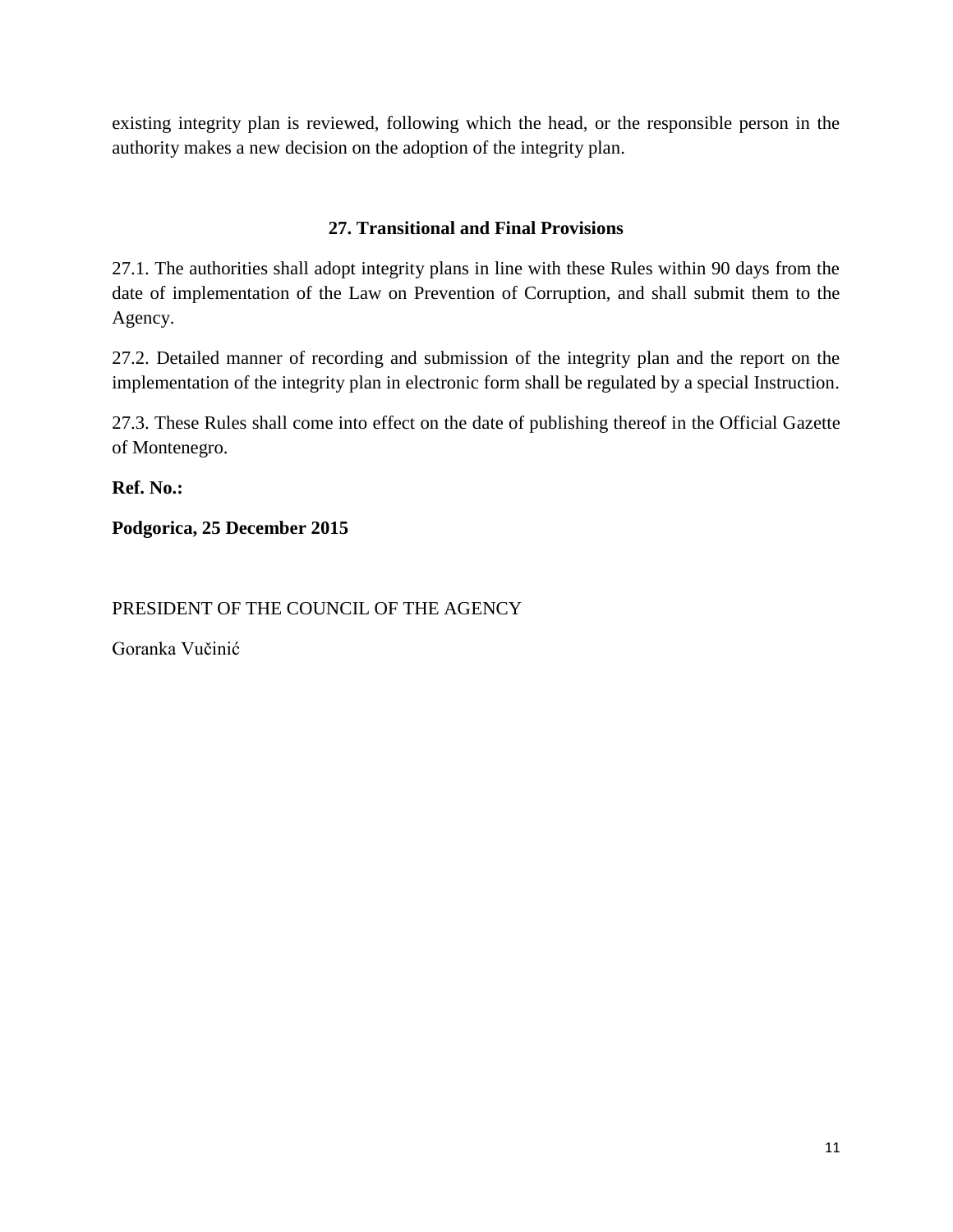existing integrity plan is reviewed, following which the head, or the responsible person in the authority makes a new decision on the adoption of the integrity plan.

## 27. Transitional and Final Provisions

27.1. The authorities shall adopt integrity plans in line with these Rules within 90 days from the date of implementation of the Law on Prevention of Corruption, and shall submit them to the Agency.

27.2. Detailed manner of recording and submission of the integrity plan and the report on the implementation of the integrity plan in electronic form shall be regulated by a special Instruction.

27.3. These Rules shall come into effect on the date of publishing thereof in the Official Gazette of Montenegro.

**Ref. No.:**

**Podgorica, 25 December 2015**

PRESIDENT OF THE COUNCIL OF THE AGENCY

Goranka Vučinić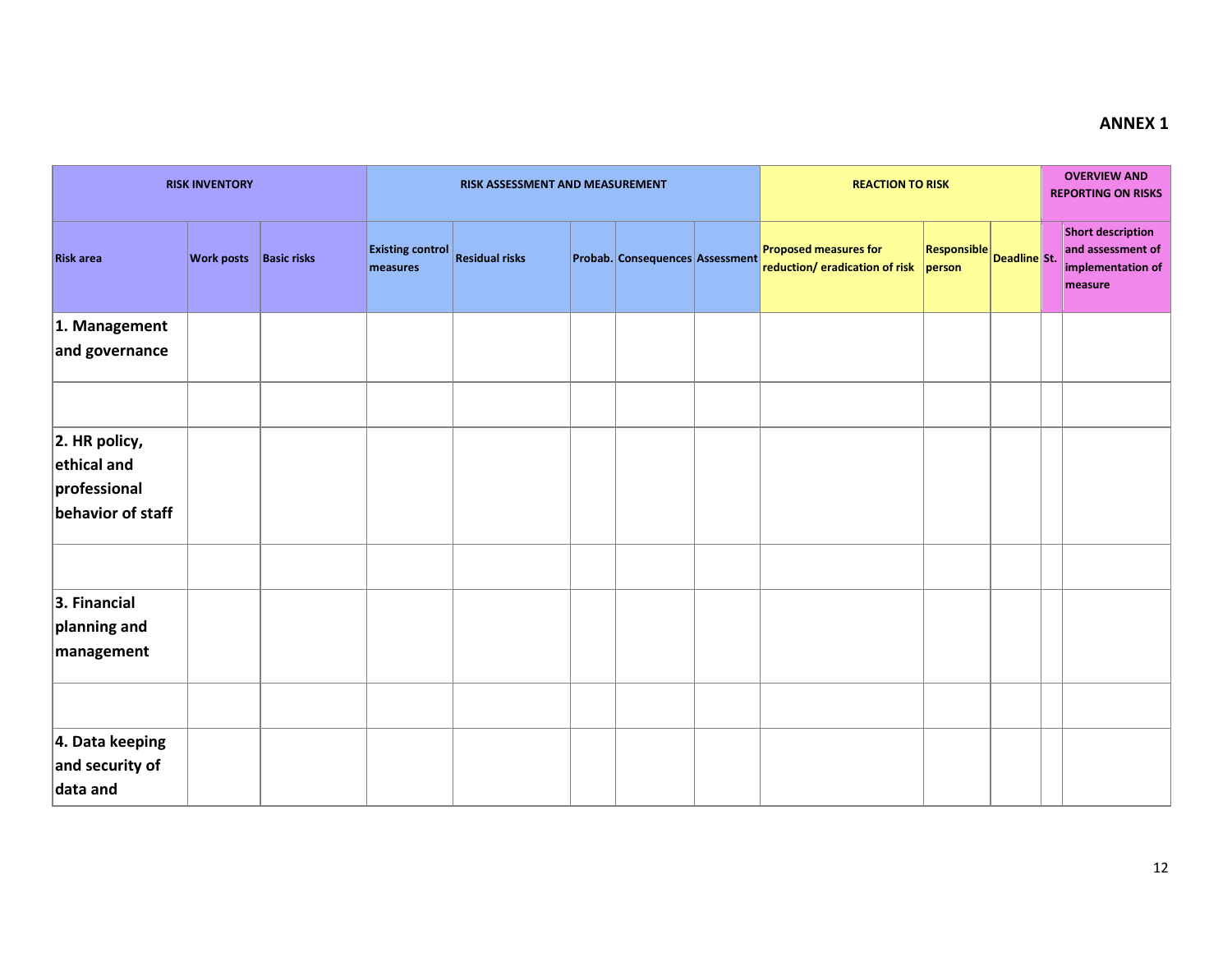**ANNEX 1**

| RISK INVENTORY | | | RISK ASSESSMENT AND MEASUREMENT | | | | | REACTION TO RISK | | | | OVERVIEW AND REPORTING ON RISKS |
|---|---|---|---|---|---|---|---|---|---|---|---|---|
| Risk area | Work posts | Basic risks | Existing control measures | Residual risks | Probab. | Consequences | Assessment | Proposed measures for reduction/ eradication of risk | Responsible person | Deadline | St. | Short description and assessment of implementation of measure |
| **1. Management and governance** | | | | | | | | | | | | |
| | | | | | | | | | | | | |
| **2. HR policy, ethical and professional behavior of staff** | | | | | | | | | | | | |
| | | | | | | | | | | | | |
| **3. Financial planning and management** | | | | | | | | | | | | |
| | | | | | | | | | | | | |
| **4. Data keeping and security of data and** | | | | | | | | | | | | |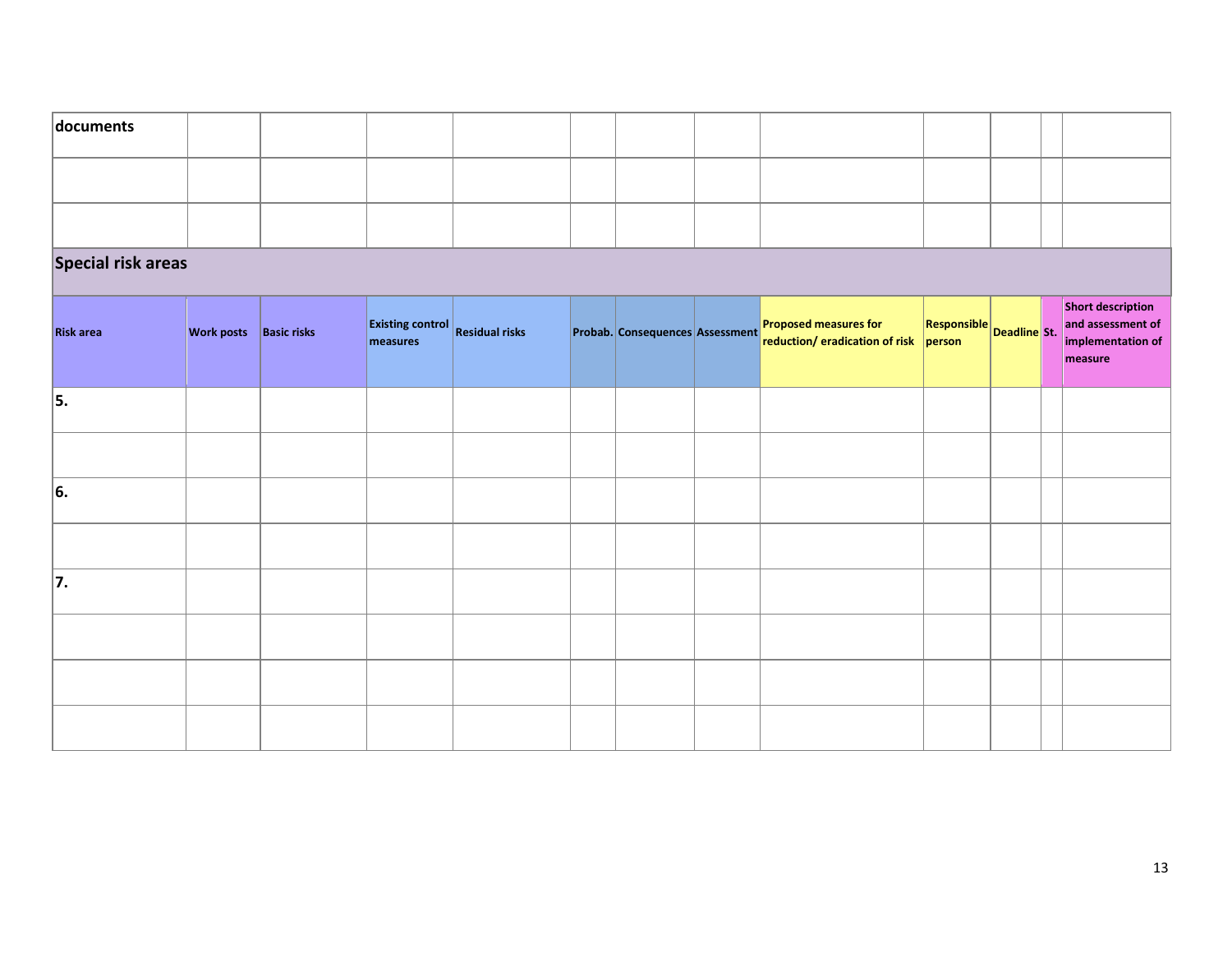| documents | | | | | | | | | | | | |
|---|---|---|---|---|---|---|---|---|---|---|---|---|
| | | | | | | | | | | | | |
| | | | | | | | | | | | | |

## Special risk areas

| Risk area | Work posts | Basic risks | Existing control measures | Residual risks | Probab. | Consequences | Assessment | Proposed measures for reduction/ eradication of risk | Responsible person | Deadline | St. | Short description and assessment of implementation of measure |
|---|---|---|---|---|---|---|---|---|---|---|---|---|
| **5.** | | | | | | | | | | | | |
| | | | | | | | | | | | | |
| **6.** | | | | | | | | | | | | |
| | | | | | | | | | | | | |
| **7.** | | | | | | | | | | | | |
| | | | | | | | | | | | | |
| | | | | | | | | | | | | |
| | | | | | | | | | | | | |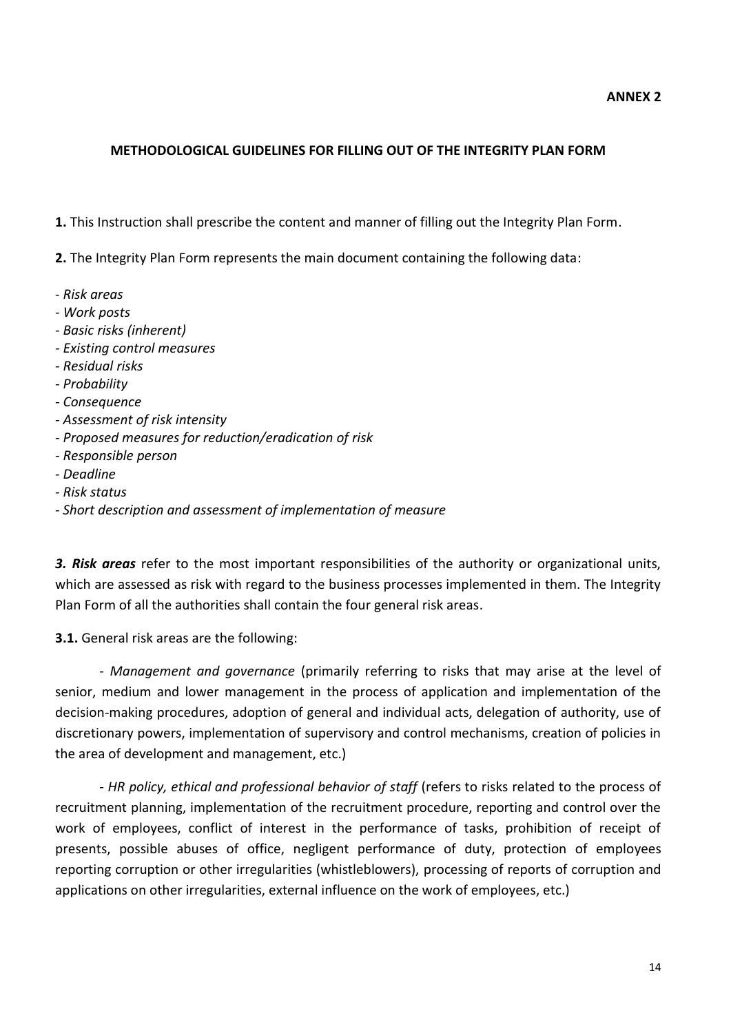**ANNEX 2**

## METHODOLOGICAL GUIDELINES FOR FILLING OUT OF THE INTEGRITY PLAN FORM

**1.** This Instruction shall prescribe the content and manner of filling out the Integrity Plan Form.

**2.** The Integrity Plan Form represents the main document containing the following data:

- *Risk areas*
- *Work posts*
- *Basic risks (inherent)*
- *Existing control measures*
- *Residual risks*
- *Probability*
- *Consequence*
- *Assessment of risk intensity*
- *Proposed measures for reduction/eradication of risk*
- *Responsible person*
- *Deadline*
- *Risk status*
- *Short description and assessment of implementation of measure*

***3. Risk areas*** refer to the most important responsibilities of the authority or organizational units, which are assessed as risk with regard to the business processes implemented in them. The Integrity Plan Form of all the authorities shall contain the four general risk areas.

**3.1.** General risk areas are the following:

- *Management and governance* (primarily referring to risks that may arise at the level of senior, medium and lower management in the process of application and implementation of the decision-making procedures, adoption of general and individual acts, delegation of authority, use of discretionary powers, implementation of supervisory and control mechanisms, creation of policies in the area of development and management, etc.)

- *HR policy, ethical and professional behavior of staff* (refers to risks related to the process of recruitment planning, implementation of the recruitment procedure, reporting and control over the work of employees, conflict of interest in the performance of tasks, prohibition of receipt of presents, possible abuses of office, negligent performance of duty, protection of employees reporting corruption or other irregularities (whistleblowers), processing of reports of corruption and applications on other irregularities, external influence on the work of employees, etc.)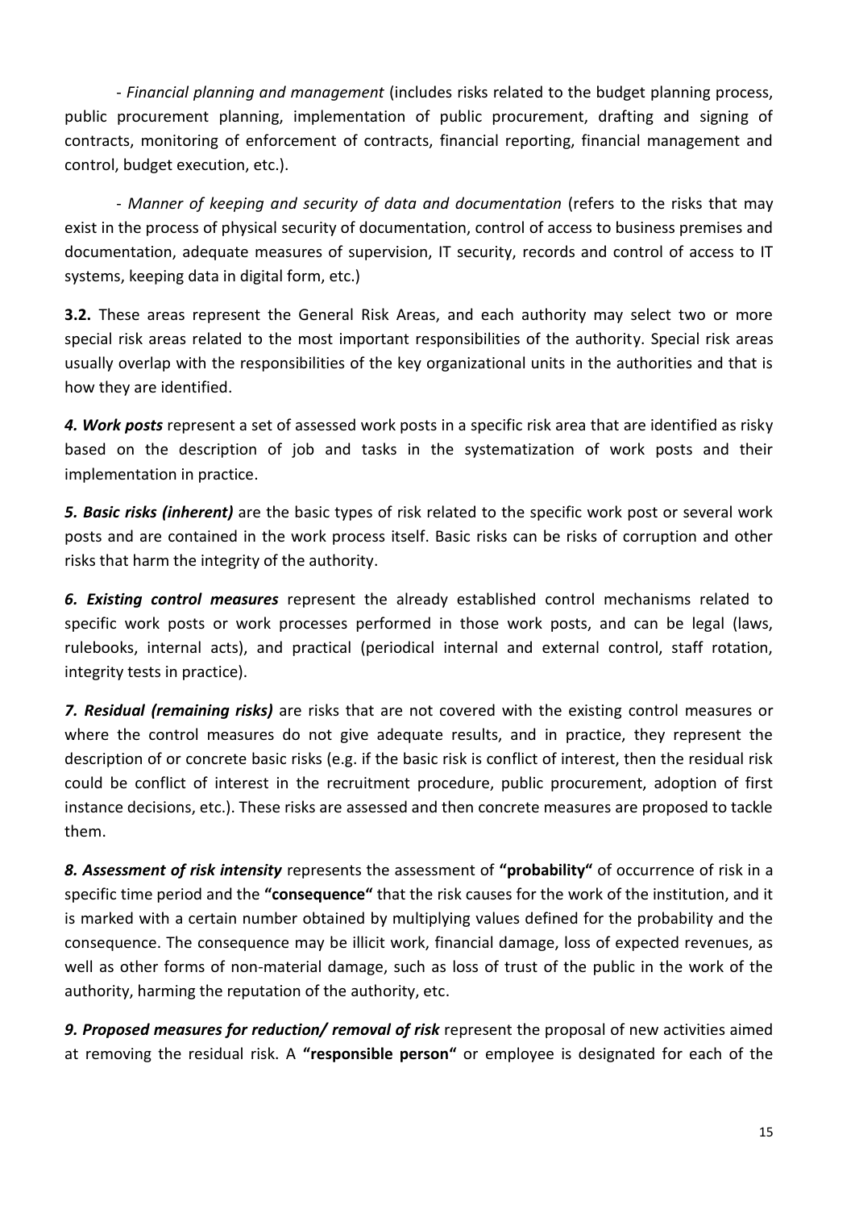- *Financial planning and management* (includes risks related to the budget planning process, public procurement planning, implementation of public procurement, drafting and signing of contracts, monitoring of enforcement of contracts, financial reporting, financial management and control, budget execution, etc.).

- *Manner of keeping and security of data and documentation* (refers to the risks that may exist in the process of physical security of documentation, control of access to business premises and documentation, adequate measures of supervision, IT security, records and control of access to IT systems, keeping data in digital form, etc.)

**3.2.** These areas represent the General Risk Areas, and each authority may select two or more special risk areas related to the most important responsibilities of the authority. Special risk areas usually overlap with the responsibilities of the key organizational units in the authorities and that is how they are identified.

***4. Work posts*** represent a set of assessed work posts in a specific risk area that are identified as risky based on the description of job and tasks in the systematization of work posts and their implementation in practice.

***5. Basic risks (inherent)*** are the basic types of risk related to the specific work post or several work posts and are contained in the work process itself. Basic risks can be risks of corruption and other risks that harm the integrity of the authority.

***6. Existing control measures*** represent the already established control mechanisms related to specific work posts or work processes performed in those work posts, and can be legal (laws, rulebooks, internal acts), and practical (periodical internal and external control, staff rotation, integrity tests in practice).

***7. Residual (remaining risks)*** are risks that are not covered with the existing control measures or where the control measures do not give adequate results, and in practice, they represent the description of or concrete basic risks (e.g. if the basic risk is conflict of interest, then the residual risk could be conflict of interest in the recruitment procedure, public procurement, adoption of first instance decisions, etc.). These risks are assessed and then concrete measures are proposed to tackle them.

***8. Assessment of risk intensity*** represents the assessment of **"probability"** of occurrence of risk in a specific time period and the **"consequence"** that the risk causes for the work of the institution, and it is marked with a certain number obtained by multiplying values defined for the probability and the consequence. The consequence may be illicit work, financial damage, loss of expected revenues, as well as other forms of non-material damage, such as loss of trust of the public in the work of the authority, harming the reputation of the authority, etc.

***9. Proposed measures for reduction/ removal of risk*** represent the proposal of new activities aimed at removing the residual risk. A **"responsible person"** or employee is designated for each of the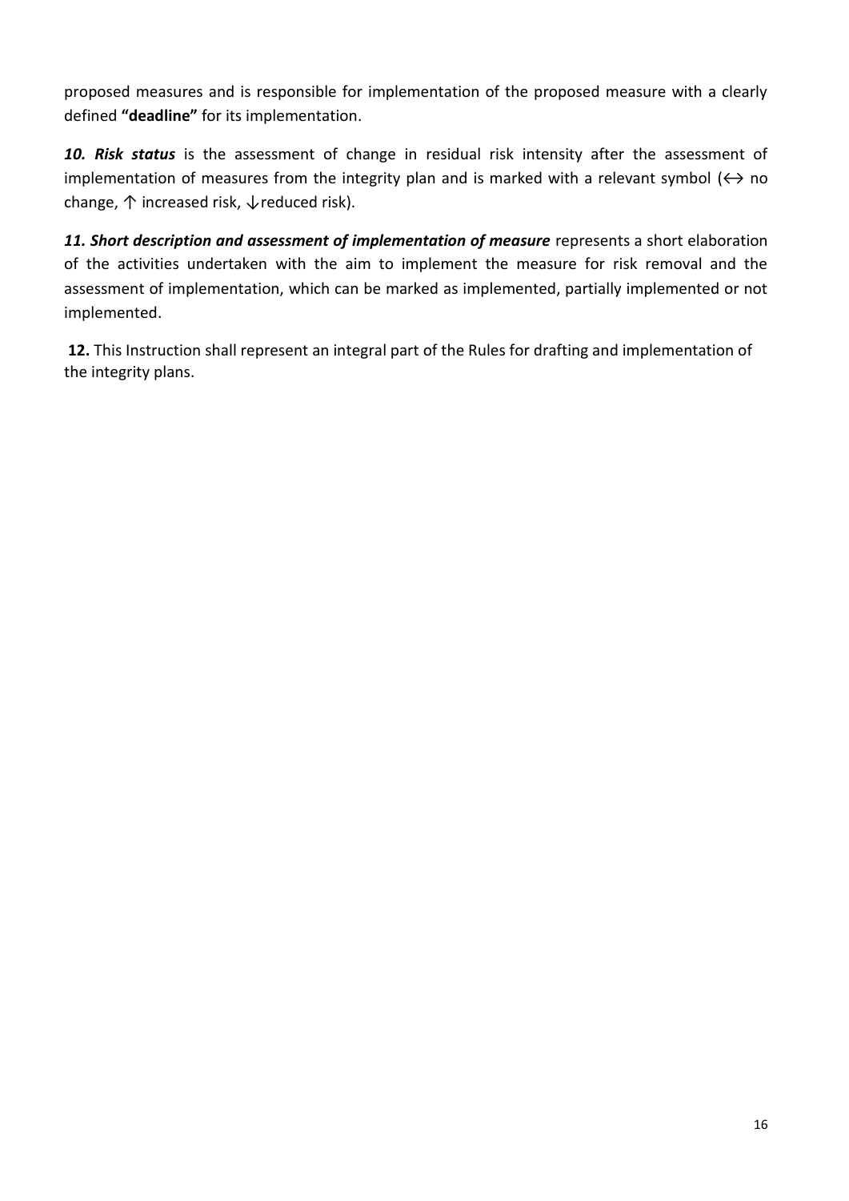proposed measures and is responsible for implementation of the proposed measure with a clearly defined **"deadline"** for its implementation.

***10. Risk status*** is the assessment of change in residual risk intensity after the assessment of implementation of measures from the integrity plan and is marked with a relevant symbol (↔ no change, ↑ increased risk, ↓reduced risk).

***11. Short description and assessment of implementation of measure*** represents a short elaboration of the activities undertaken with the aim to implement the measure for risk removal and the assessment of implementation, which can be marked as implemented, partially implemented or not implemented.

**12.** This Instruction shall represent an integral part of the Rules for drafting and implementation of the integrity plans.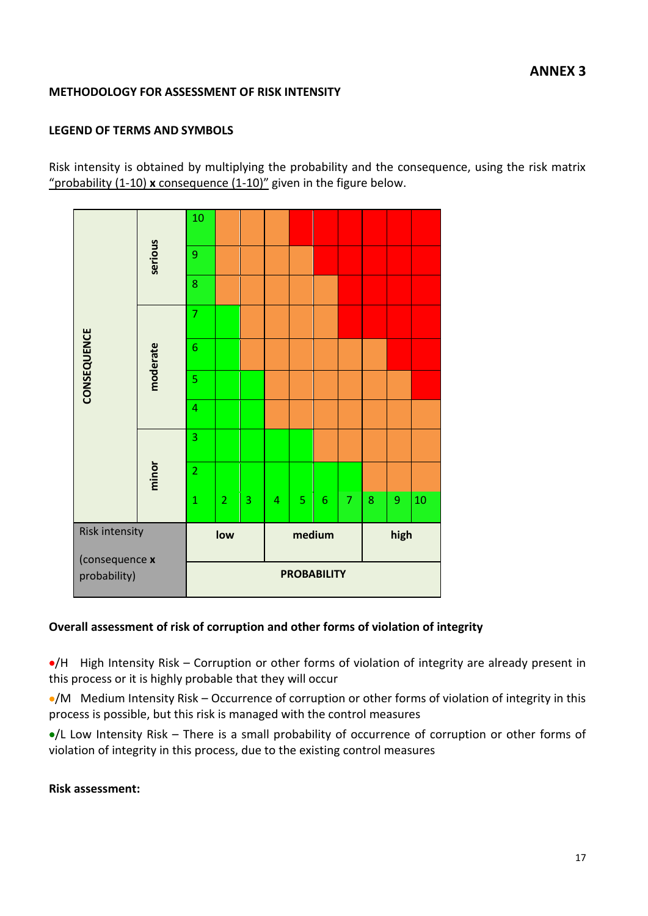## ANNEX 3

**METHODOLOGY FOR ASSESSMENT OF RISK INTENSITY**

**LEGEND OF TERMS AND SYMBOLS**

Risk intensity is obtained by multiplying the probability and the consequence, using the risk matrix "probability (1-10) **x** consequence (1-10)" given in the figure below.

| CONSEQUENCE | | | | | | | | | | | |
|---|---|---|---|---|---|---|---|---|---|---|---|
| | serious | 10 | | | | | | | | | |
| | | 9 | | | | | | | | | |
| | | 8 | | | | | | | | | |
| | moderate | 7 | | | | | | | | | |
| | | 6 | | | | | | | | | |
| | | 5 | | | | | | | | | |
| | | 4 | | | | | | | | | |
| | minor | 3 | | | | | | | | | |
| | | 2 | | | | | | | | | |
| | | 1 | 2 | 3 | 4 | 5 | 6 | 7 | 8 | 9 | 10 |
| Risk intensity (consequence **x** probability) | | low | | | medium | | | | high | | |
| | | **PROBABILITY** | | | | | | | | | |

**Overall assessment of risk of corruption and other forms of violation of integrity**

•/H High Intensity Risk – Corruption or other forms of violation of integrity are already present in this process or it is highly probable that they will occur

•/M Medium Intensity Risk – Occurrence of corruption or other forms of violation of integrity in this process is possible, but this risk is managed with the control measures

•/L Low Intensity Risk – There is a small probability of occurrence of corruption or other forms of violation of integrity in this process, due to the existing control measures

**Risk assessment:**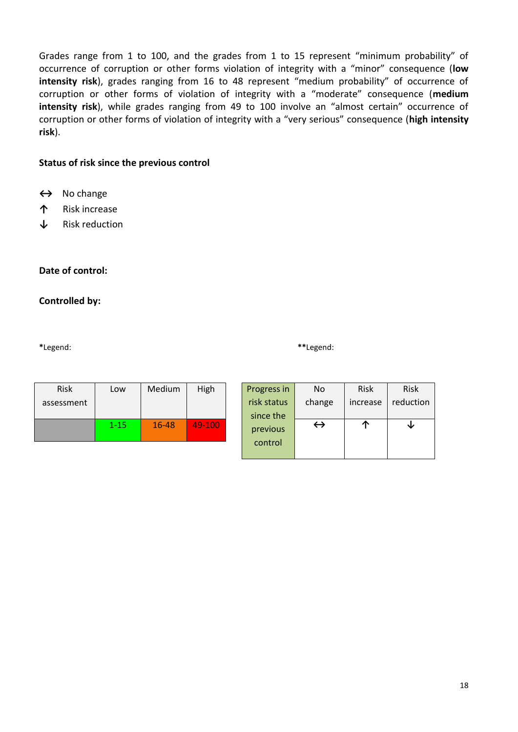Grades range from 1 to 100, and the grades from 1 to 15 represent “minimum probability” of occurrence of corruption or other forms violation of integrity with a “minor” consequence (**low intensity risk**), grades ranging from 16 to 48 represent “medium probability” of occurrence of corruption or other forms of violation of integrity with a “moderate” consequence (**medium intensity risk**), while grades ranging from 49 to 100 involve an “almost certain” occurrence of corruption or other forms of violation of integrity with a “very serious” consequence (**high intensity risk**).

**Status of risk since the previous control**

↔ No change

↑ Risk increase

↓ Risk reduction

**Date of control:**

**Controlled by:**

**\***Legend:

| Risk assessment | Low | Medium | High |
|---|---|---|---|
| | 1-15 | 16-48 | 49-100 |

**\*\***Legend:

| Progress in risk status since the previous control | No change | Risk increase | Risk reduction |
|---|---|---|---|
| | ↔ | ↑ | ↓ |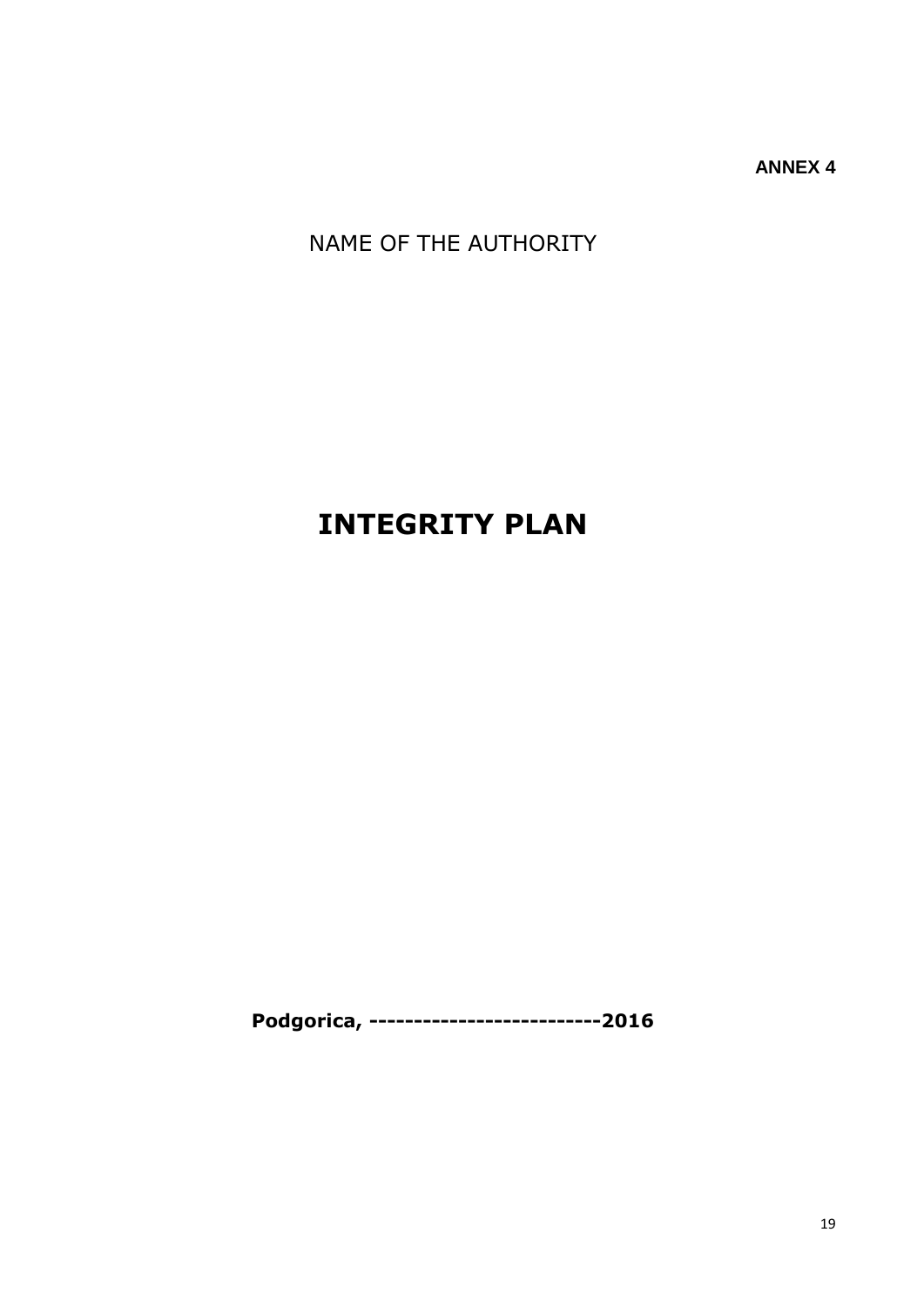**ANNEX 4**

NAME OF THE AUTHORITY

# INTEGRITY PLAN

**Podgorica, --------------------------2016**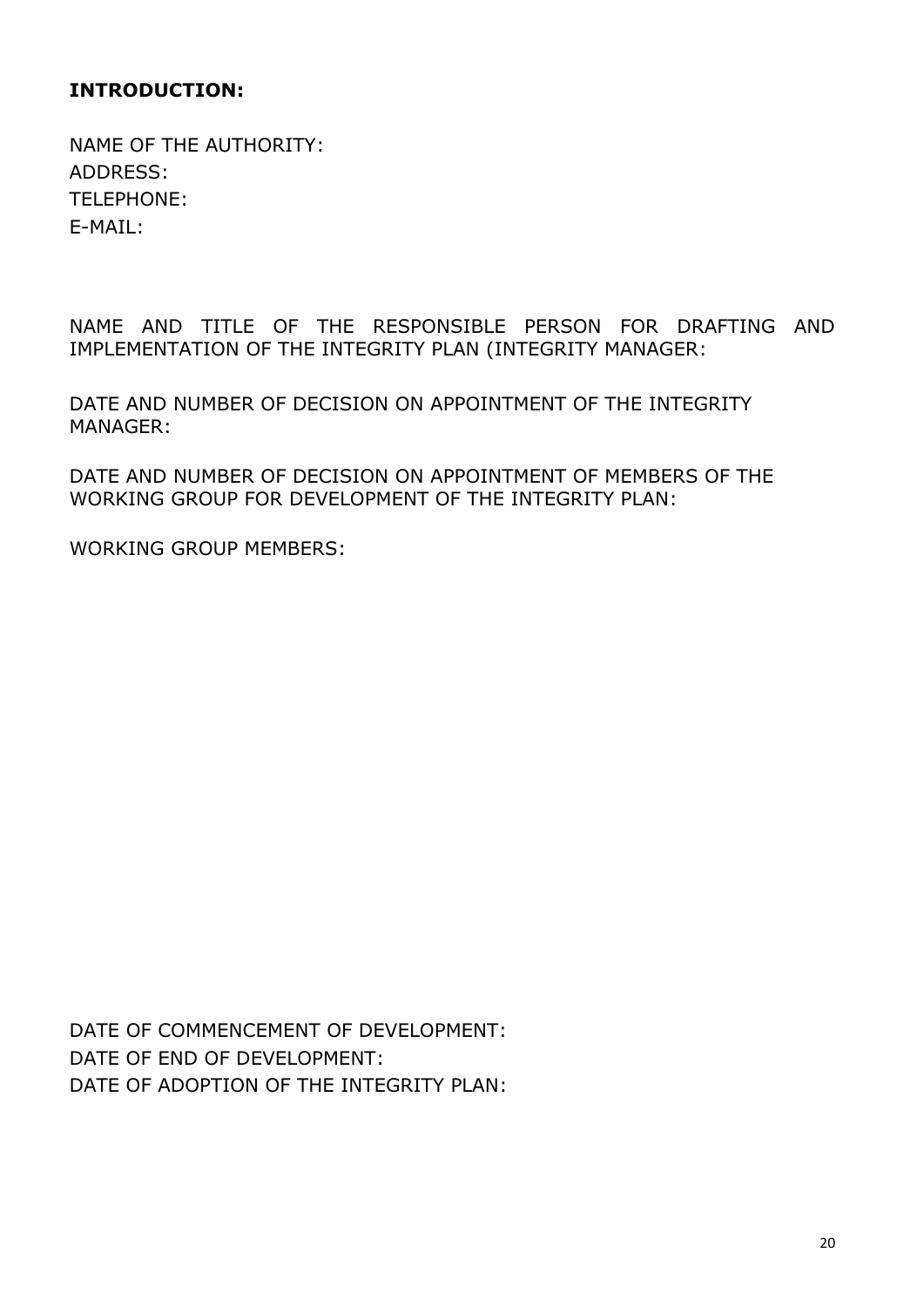**INTRODUCTION:**

NAME OF THE AUTHORITY:
ADDRESS:
TELEPHONE:
E-MAIL:

NAME AND TITLE OF THE RESPONSIBLE PERSON FOR DRAFTING AND IMPLEMENTATION OF THE INTEGRITY PLAN (INTEGRITY MANAGER:

DATE AND NUMBER OF DECISION ON APPOINTMENT OF THE INTEGRITY MANAGER:

DATE AND NUMBER OF DECISION ON APPOINTMENT OF MEMBERS OF THE WORKING GROUP FOR DEVELOPMENT OF THE INTEGRITY PLAN:

WORKING GROUP MEMBERS:

DATE OF COMMENCEMENT OF DEVELOPMENT:
DATE OF END OF DEVELOPMENT:
DATE OF ADOPTION OF THE INTEGRITY PLAN: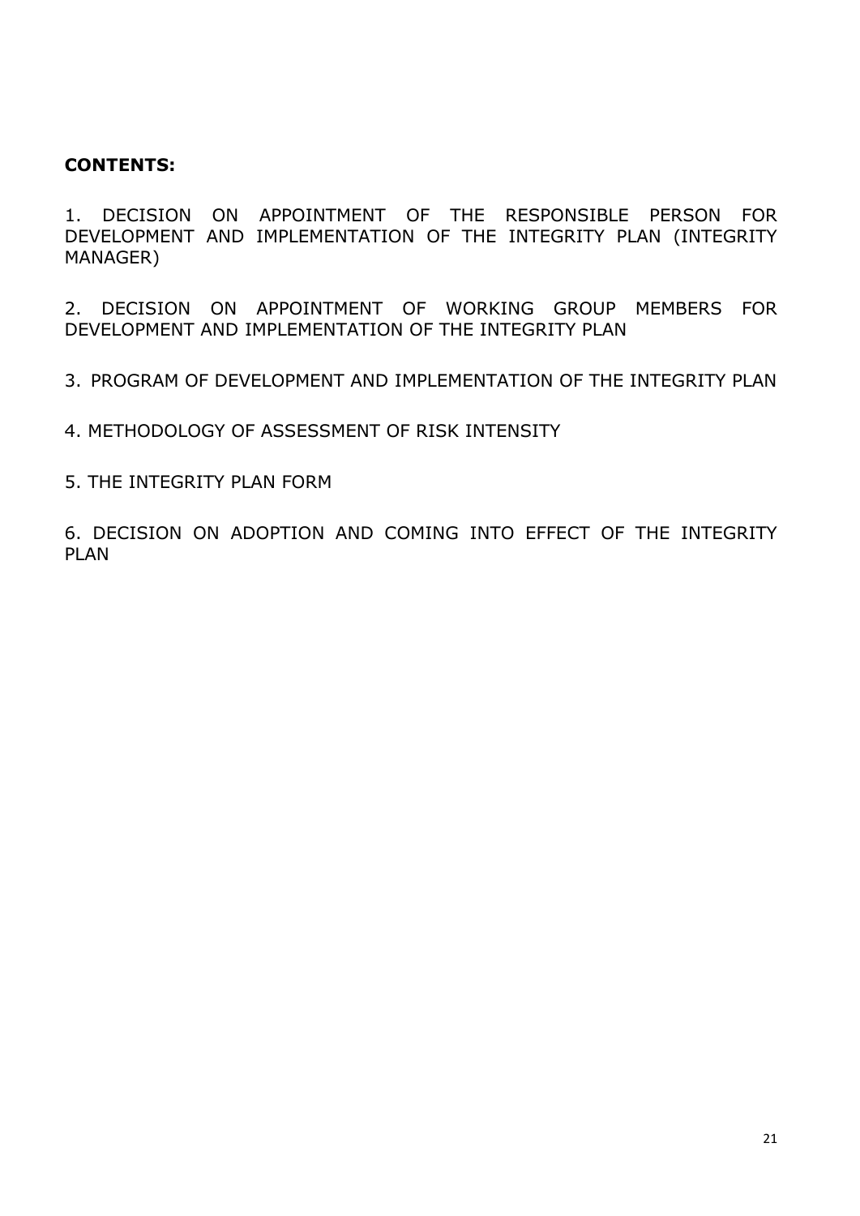**CONTENTS:**

1. DECISION ON APPOINTMENT OF THE RESPONSIBLE PERSON FOR DEVELOPMENT AND IMPLEMENTATION OF THE INTEGRITY PLAN (INTEGRITY MANAGER)

2. DECISION ON APPOINTMENT OF WORKING GROUP MEMBERS FOR DEVELOPMENT AND IMPLEMENTATION OF THE INTEGRITY PLAN

3. PROGRAM OF DEVELOPMENT AND IMPLEMENTATION OF THE INTEGRITY PLAN

4. METHODOLOGY OF ASSESSMENT OF RISK INTENSITY

5. THE INTEGRITY PLAN FORM

6. DECISION ON ADOPTION AND COMING INTO EFFECT OF THE INTEGRITY PLAN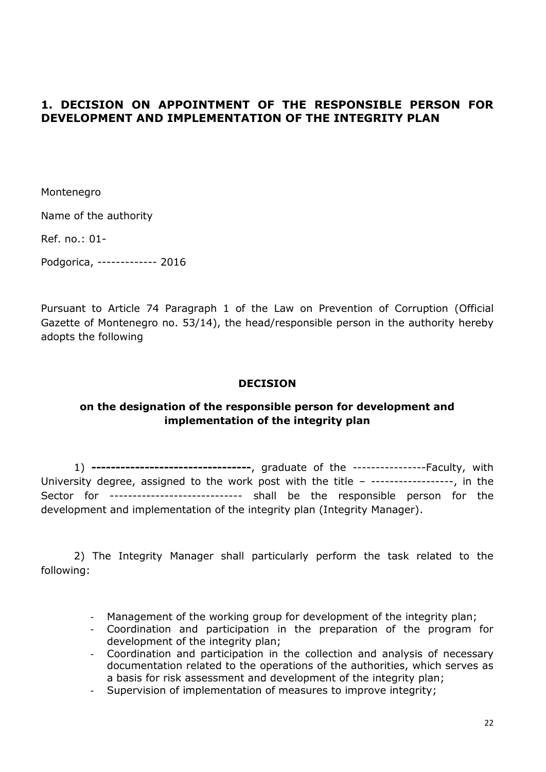## 1. DECISION ON APPOINTMENT OF THE RESPONSIBLE PERSON FOR DEVELOPMENT AND IMPLEMENTATION OF THE INTEGRITY PLAN

Montenegro

Name of the authority

Ref. no.: 01-

Podgorica, ------------- 2016

Pursuant to Article 74 Paragraph 1 of the Law on Prevention of Corruption (Official Gazette of Montenegro no. 53/14), the head/responsible person in the authority hereby adopts the following

**DECISION**

**on the designation of the responsible person for development and implementation of the integrity plan**

1) **---------------------------------**, graduate of the ----------------Faculty, with University degree, assigned to the work post with the title – ------------------, in the Sector for ---------------------------- shall be the responsible person for the development and implementation of the integrity plan (Integrity Manager).

2) The Integrity Manager shall particularly perform the task related to the following:

- Management of the working group for development of the integrity plan;
- Coordination and participation in the preparation of the program for development of the integrity plan;
- Coordination and participation in the collection and analysis of necessary documentation related to the operations of the authorities, which serves as a basis for risk assessment and development of the integrity plan;
- Supervision of implementation of measures to improve integrity;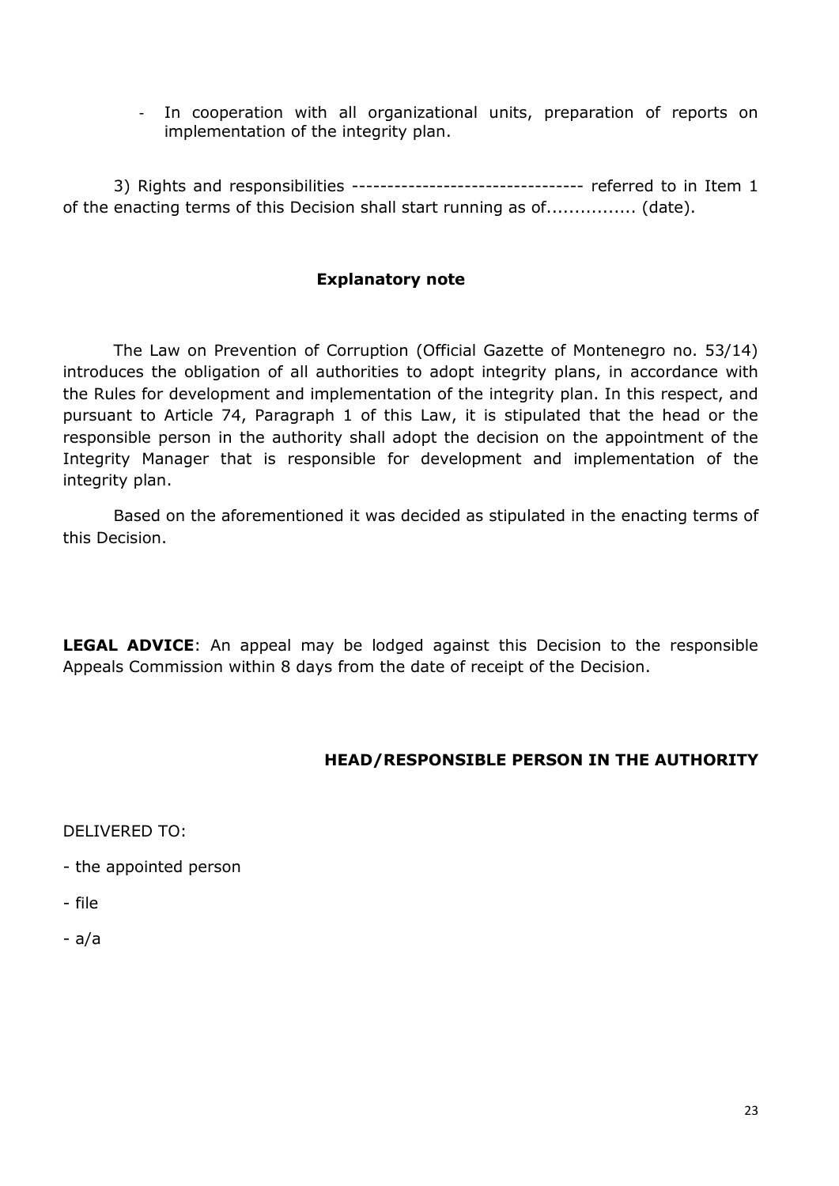- In cooperation with all organizational units, preparation of reports on implementation of the integrity plan.

3) Rights and responsibilities --------------------------------- referred to in Item 1 of the enacting terms of this Decision shall start running as of................ (date).

**Explanatory note**

The Law on Prevention of Corruption (Official Gazette of Montenegro no. 53/14) introduces the obligation of all authorities to adopt integrity plans, in accordance with the Rules for development and implementation of the integrity plan. In this respect, and pursuant to Article 74, Paragraph 1 of this Law, it is stipulated that the head or the responsible person in the authority shall adopt the decision on the appointment of the Integrity Manager that is responsible for development and implementation of the integrity plan.

Based on the aforementioned it was decided as stipulated in the enacting terms of this Decision.

**LEGAL ADVICE**: An appeal may be lodged against this Decision to the responsible Appeals Commission within 8 days from the date of receipt of the Decision.

**HEAD/RESPONSIBLE PERSON IN THE AUTHORITY**

DELIVERED TO:

- the appointed person
- file
- a/a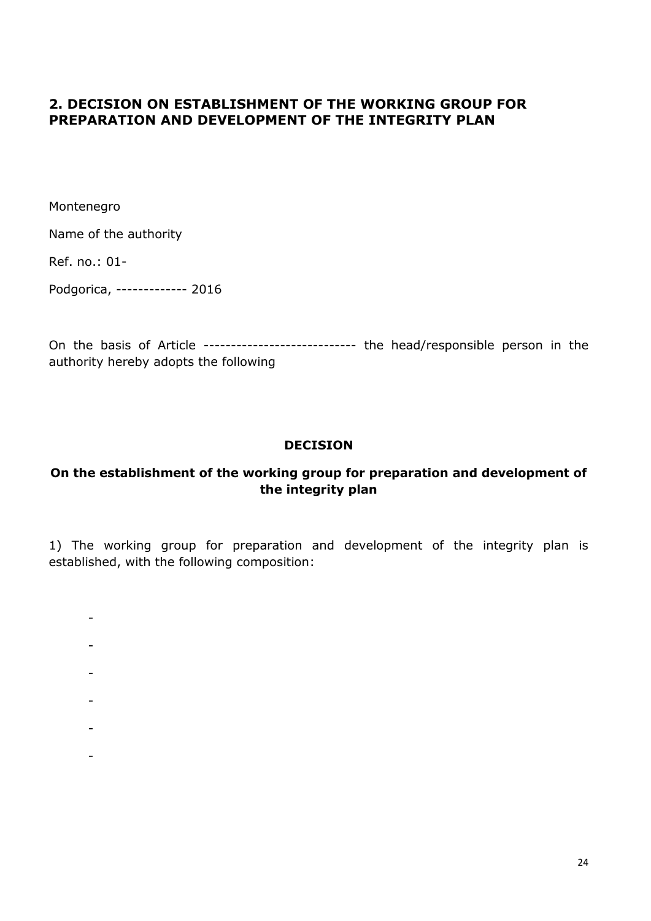## 2. DECISION ON ESTABLISHMENT OF THE WORKING GROUP FOR PREPARATION AND DEVELOPMENT OF THE INTEGRITY PLAN

Montenegro

Name of the authority

Ref. no.: 01-

Podgorica, ------------- 2016

On the basis of Article ---------------------------- the head/responsible person in the authority hereby adopts the following

**DECISION**

**On the establishment of the working group for preparation and development of the integrity plan**

1) The working group for preparation and development of the integrity plan is established, with the following composition:

-
-
-
-
-
-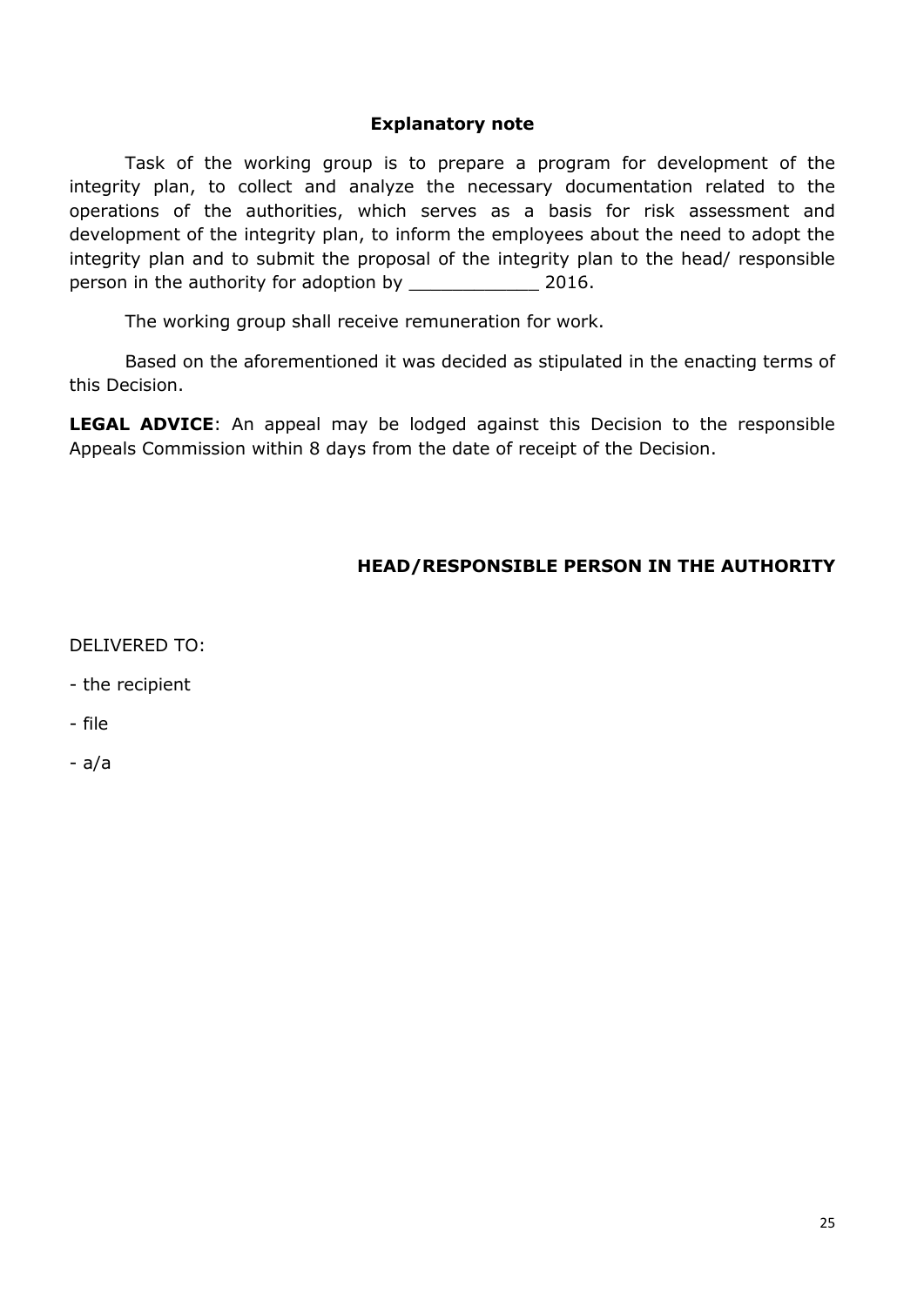**Explanatory note**

Task of the working group is to prepare a program for development of the integrity plan, to collect and analyze the necessary documentation related to the operations of the authorities, which serves as a basis for risk assessment and development of the integrity plan, to inform the employees about the need to adopt the integrity plan and to submit the proposal of the integrity plan to the head/ responsible person in the authority for adoption by ____________ 2016.

The working group shall receive remuneration for work.

Based on the aforementioned it was decided as stipulated in the enacting terms of this Decision.

**LEGAL ADVICE**: An appeal may be lodged against this Decision to the responsible Appeals Commission within 8 days from the date of receipt of the Decision.

**HEAD/RESPONSIBLE PERSON IN THE AUTHORITY**

DELIVERED TO:

- the recipient
- file
- a/a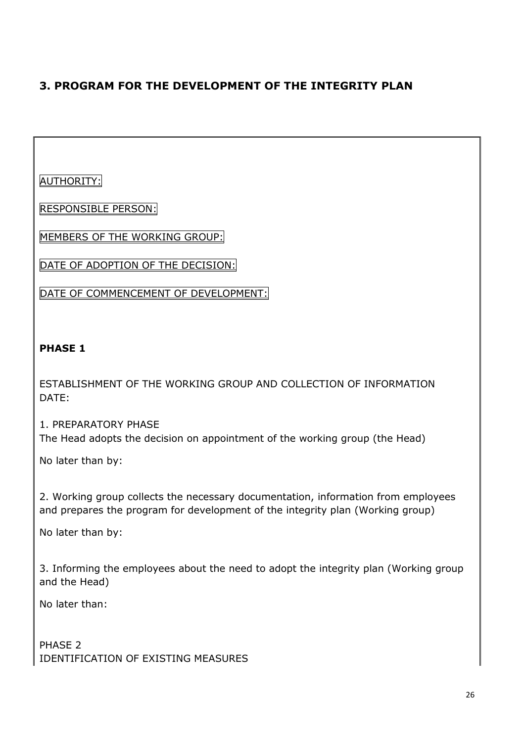## 3. PROGRAM FOR THE DEVELOPMENT OF THE INTEGRITY PLAN

AUTHORITY:

RESPONSIBLE PERSON:

MEMBERS OF THE WORKING GROUP:

DATE OF ADOPTION OF THE DECISION:

DATE OF COMMENCEMENT OF DEVELOPMENT:

**PHASE 1**

ESTABLISHMENT OF THE WORKING GROUP AND COLLECTION OF INFORMATION
DATE:

1. PREPARATORY PHASE
The Head adopts the decision on appointment of the working group (the Head)

No later than by:

2. Working group collects the necessary documentation, information from employees and prepares the program for development of the integrity plan (Working group)

No later than by:

3. Informing the employees about the need to adopt the integrity plan (Working group and the Head)

No later than:

PHASE 2
IDENTIFICATION OF EXISTING MEASURES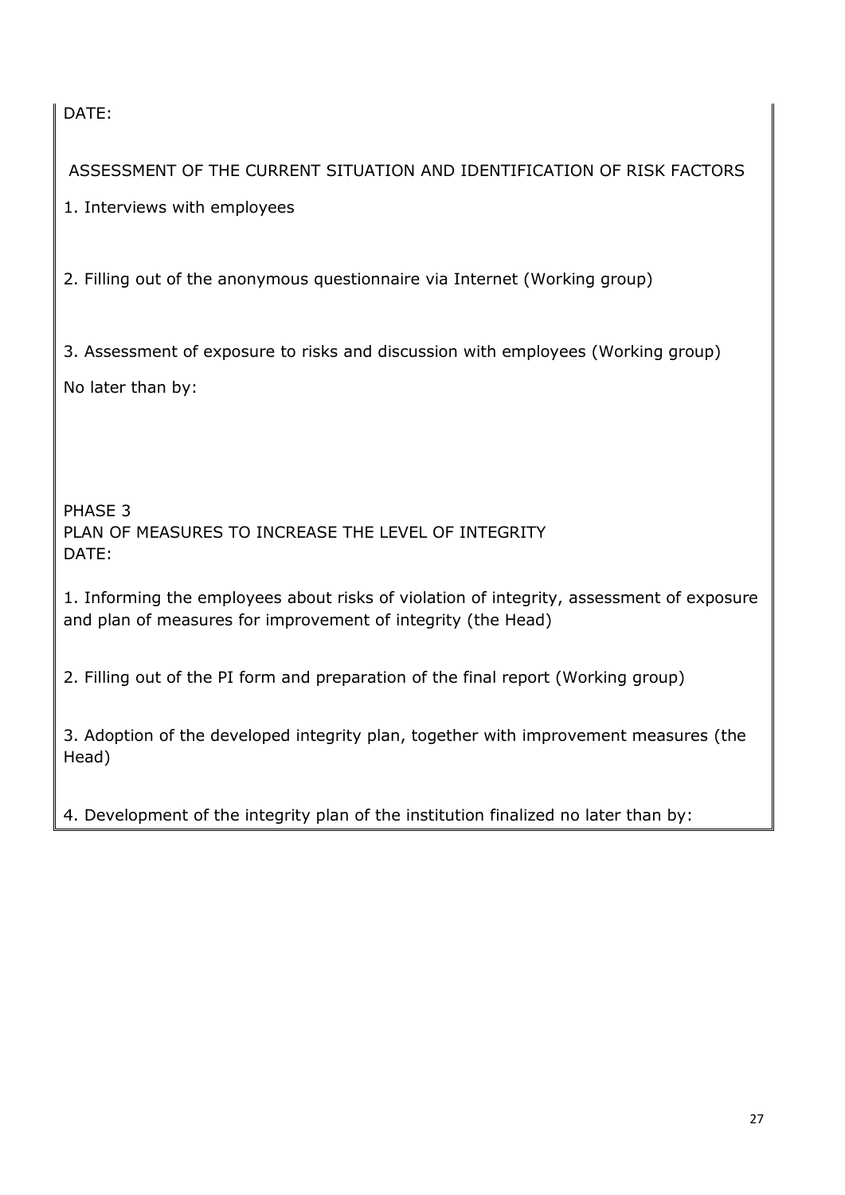DATE:

ASSESSMENT OF THE CURRENT SITUATION AND IDENTIFICATION OF RISK FACTORS

1. Interviews with employees

2. Filling out of the anonymous questionnaire via Internet (Working group)

3. Assessment of exposure to risks and discussion with employees (Working group)

No later than by:

PHASE 3
PLAN OF MEASURES TO INCREASE THE LEVEL OF INTEGRITY
DATE:

1. Informing the employees about risks of violation of integrity, assessment of exposure and plan of measures for improvement of integrity (the Head)

2. Filling out of the PI form and preparation of the final report (Working group)

3. Adoption of the developed integrity plan, together with improvement measures (the Head)

4. Development of the integrity plan of the institution finalized no later than by: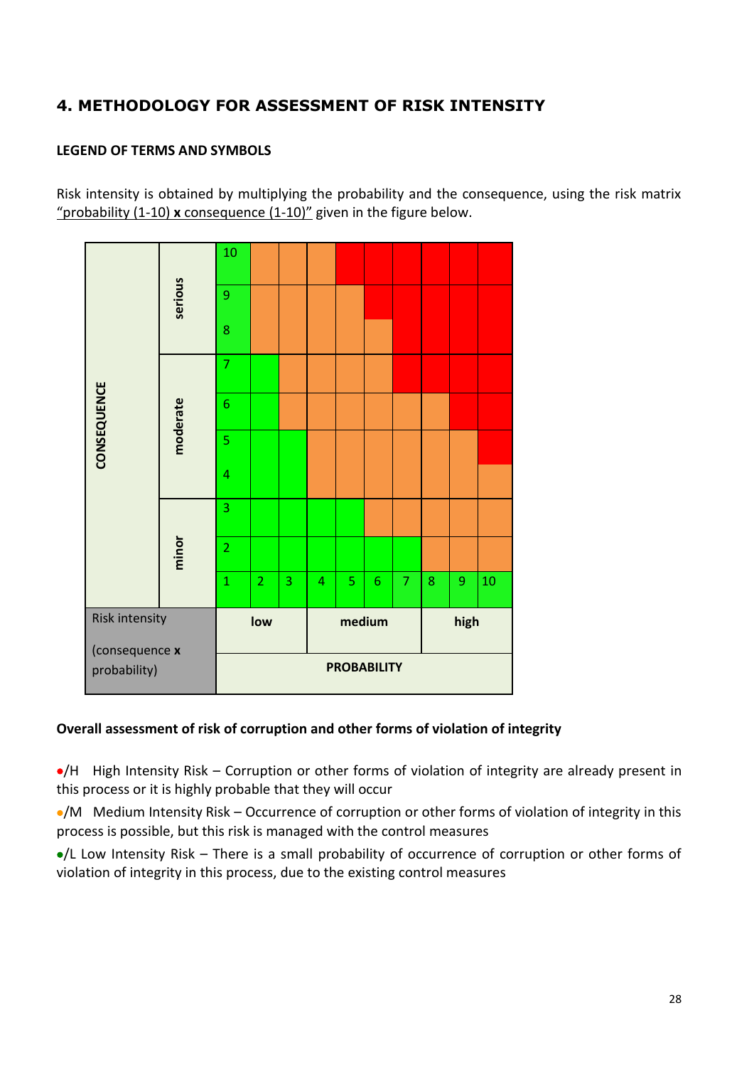## 4. METHODOLOGY FOR ASSESSMENT OF RISK INTENSITY

### LEGEND OF TERMS AND SYMBOLS

Risk intensity is obtained by multiplying the probability and the consequence, using the risk matrix "probability (1-10) **x** consequence (1-10)" given in the figure below.

| CONSEQUENCE | | | | | | | | | | | |
|---|---|---|---|---|---|---|---|---|---|---|---|
| | serious | 10 | | | | | | | | | |
| | | 9 | | | | | | | | | |
| | | 8 | | | | | | | | | |
| | moderate | 7 | | | | | | | | | |
| | | 6 | | | | | | | | | |
| | | 5 | | | | | | | | | |
| | | 4 | | | | | | | | | |
| | minor | 3 | | | | | | | | | |
| | | 2 | | | | | | | | | |
| | | 1 | 2 | 3 | 4 | 5 | 6 | 7 | 8 | 9 | 10 |
| Risk intensity (consequence **x** probability) | | low | | medium | | | | high | | | |
| | | **PROBABILITY** | | | | | | | | | |

### Overall assessment of risk of corruption and other forms of violation of integrity

•/H High Intensity Risk – Corruption or other forms of violation of integrity are already present in this process or it is highly probable that they will occur

•/M Medium Intensity Risk – Occurrence of corruption or other forms of violation of integrity in this process is possible, but this risk is managed with the control measures

•/L Low Intensity Risk – There is a small probability of occurrence of corruption or other forms of violation of integrity in this process, due to the existing control measures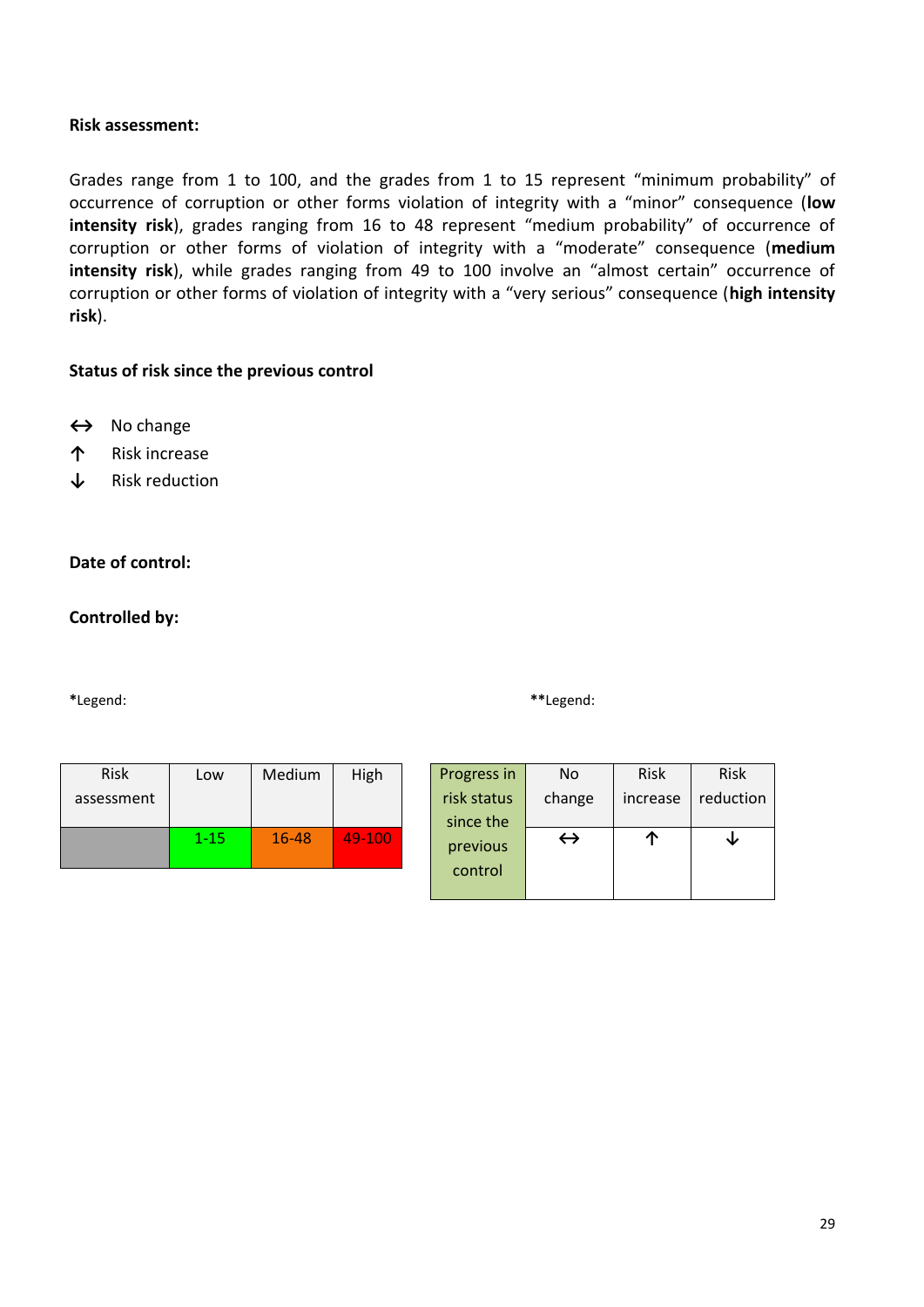**Risk assessment:**

Grades range from 1 to 100, and the grades from 1 to 15 represent "minimum probability" of occurrence of corruption or other forms violation of integrity with a "minor" consequence (**low intensity risk**), grades ranging from 16 to 48 represent "medium probability" of occurrence of corruption or other forms of violation of integrity with a "moderate" consequence (**medium intensity risk**), while grades ranging from 49 to 100 involve an "almost certain" occurrence of corruption or other forms of violation of integrity with a "very serious" consequence (**high intensity risk**).

**Status of risk since the previous control**

↔ No change
↑ Risk increase
↓ Risk reduction

**Date of control:**

**Controlled by:**

**\***Legend:

| Risk assessment | Low | Medium | High |
|---|---|---|---|
| | 1-15 | 16-48 | 49-100 |

**\*\***Legend:

| Progress in risk status since the previous control | No change | Risk increase | Risk reduction |
|---|---|---|---|
| | ↔ | ↑ | ↓ |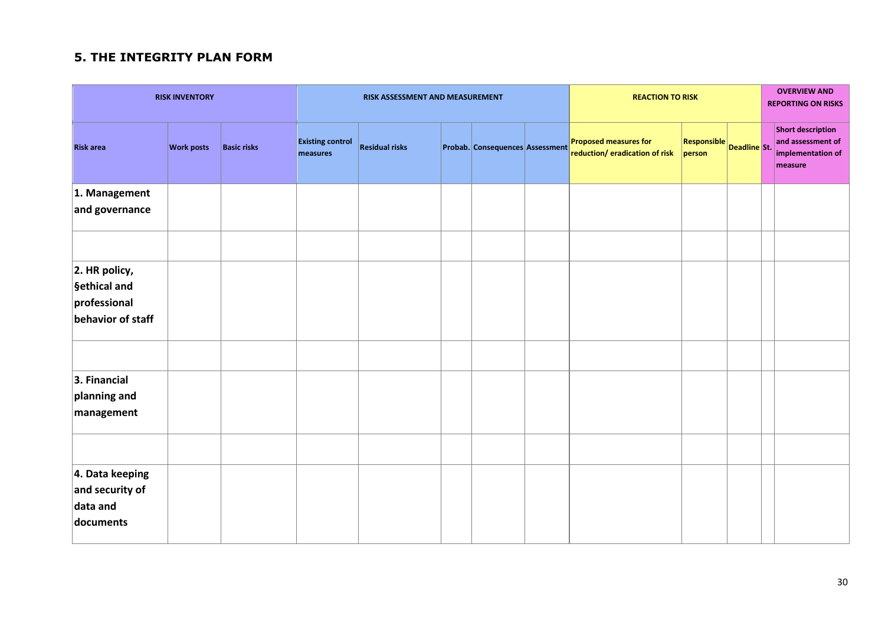## 5. THE INTEGRITY PLAN FORM

| RISK INVENTORY | | | RISK ASSESSMENT AND MEASUREMENT | | | | | REACTION TO RISK | | | OVERVIEW AND REPORTING ON RISKS | |
|---|---|---|---|---|---|---|---|---|---|---|---|---|
| **Risk area** | **Work posts** | **Basic risks** | **Existing control measures** | **Residual risks** | **Probab.** | **Consequences** | **Assessment** | **Proposed measures for reduction/ eradication of risk** | **Responsible person** | **Deadline** | **St.** | **Short description and assessment of implementation of measure** |
| **1. Management and governance** | | | | | | | | | | | | |
| | | | | | | | | | | | | |
| **2. HR policy, §ethical and professional behavior of staff** | | | | | | | | | | | | |
| | | | | | | | | | | | | |
| **3. Financial planning and management** | | | | | | | | | | | | |
| | | | | | | | | | | | | |
| **4. Data keeping and security of data and documents** | | | | | | | | | | | | |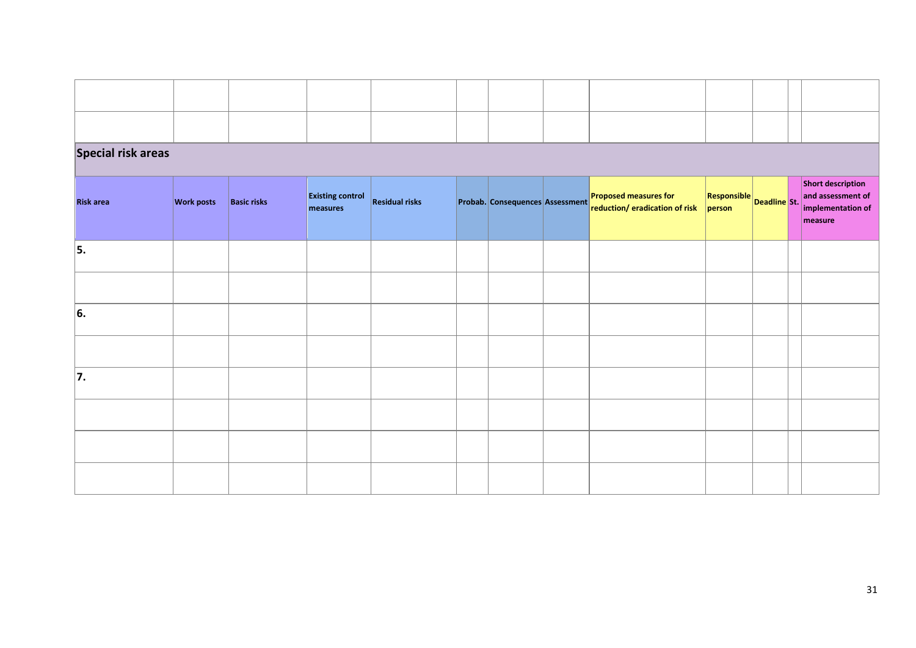| | | | | | | | | | | | | |
|---|---|---|---|---|---|---|---|---|---|---|---|---|
| | | | | | | | | | | | | |
| | | | | | | | | | | | | |

## Special risk areas

| Risk area | Work posts | Basic risks | Existing control measures | Residual risks | Probab. | Consequences | Assessment | Proposed measures for reduction/ eradication of risk | Responsible person | Deadline | St. | Short description and assessment of implementation of measure |
|---|---|---|---|---|---|---|---|---|---|---|---|---|
| **5.** | | | | | | | | | | | | |
| | | | | | | | | | | | | |
| **6.** | | | | | | | | | | | | |
| | | | | | | | | | | | | |
| **7.** | | | | | | | | | | | | |
| | | | | | | | | | | | | |
| | | | | | | | | | | | | |
| | | | | | | | | | | | | |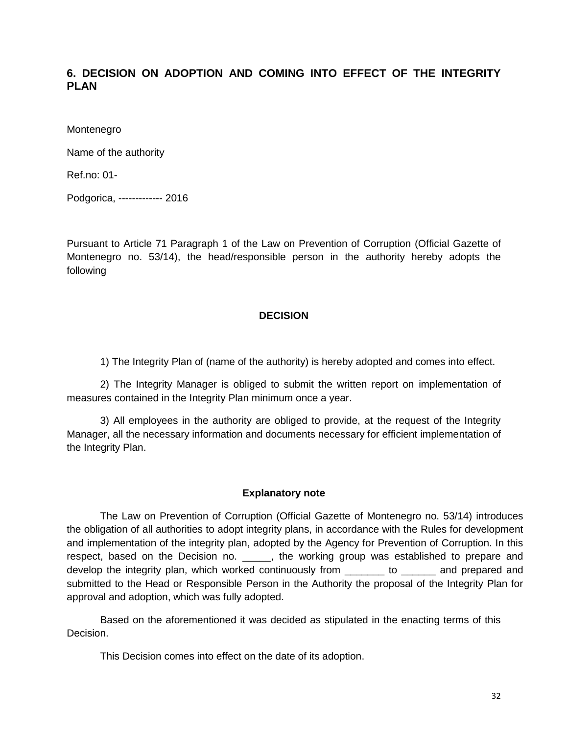## 6. DECISION ON ADOPTION AND COMING INTO EFFECT OF THE INTEGRITY PLAN

Montenegro

Name of the authority

Ref.no: 01-

Podgorica, ------------- 2016

Pursuant to Article 71 Paragraph 1 of the Law on Prevention of Corruption (Official Gazette of Montenegro no. 53/14), the head/responsible person in the authority hereby adopts the following

**DECISION**

1) The Integrity Plan of (name of the authority) is hereby adopted and comes into effect.

2) The Integrity Manager is obliged to submit the written report on implementation of measures contained in the Integrity Plan minimum once a year.

3) All employees in the authority are obliged to provide, at the request of the Integrity Manager, all the necessary information and documents necessary for efficient implementation of the Integrity Plan.

**Explanatory note**

The Law on Prevention of Corruption (Official Gazette of Montenegro no. 53/14) introduces the obligation of all authorities to adopt integrity plans, in accordance with the Rules for development and implementation of the integrity plan, adopted by the Agency for Prevention of Corruption. In this respect, based on the Decision no. _____, the working group was established to prepare and develop the integrity plan, which worked continuously from _______ to ______ and prepared and submitted to the Head or Responsible Person in the Authority the proposal of the Integrity Plan for approval and adoption, which was fully adopted.

Based on the aforementioned it was decided as stipulated in the enacting terms of this Decision.

This Decision comes into effect on the date of its adoption.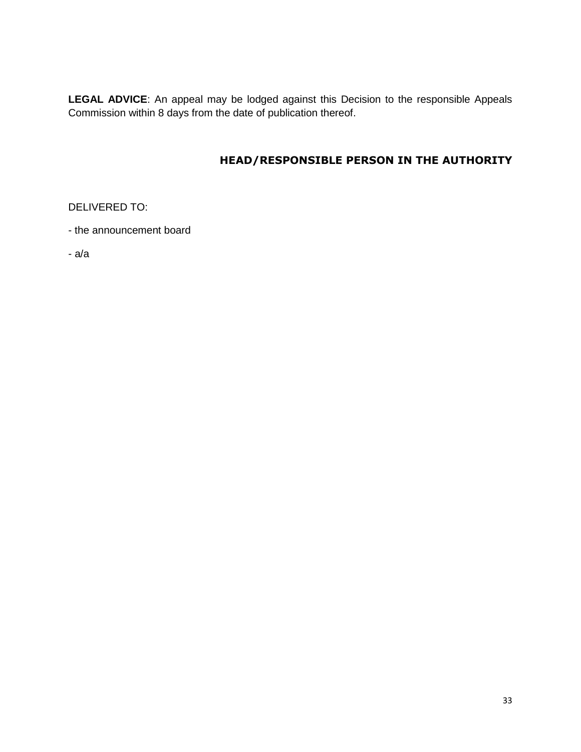**LEGAL ADVICE**: An appeal may be lodged against this Decision to the responsible Appeals Commission within 8 days from the date of publication thereof.

**HEAD/RESPONSIBLE PERSON IN THE AUTHORITY**

DELIVERED TO:

- the announcement board
- a/a